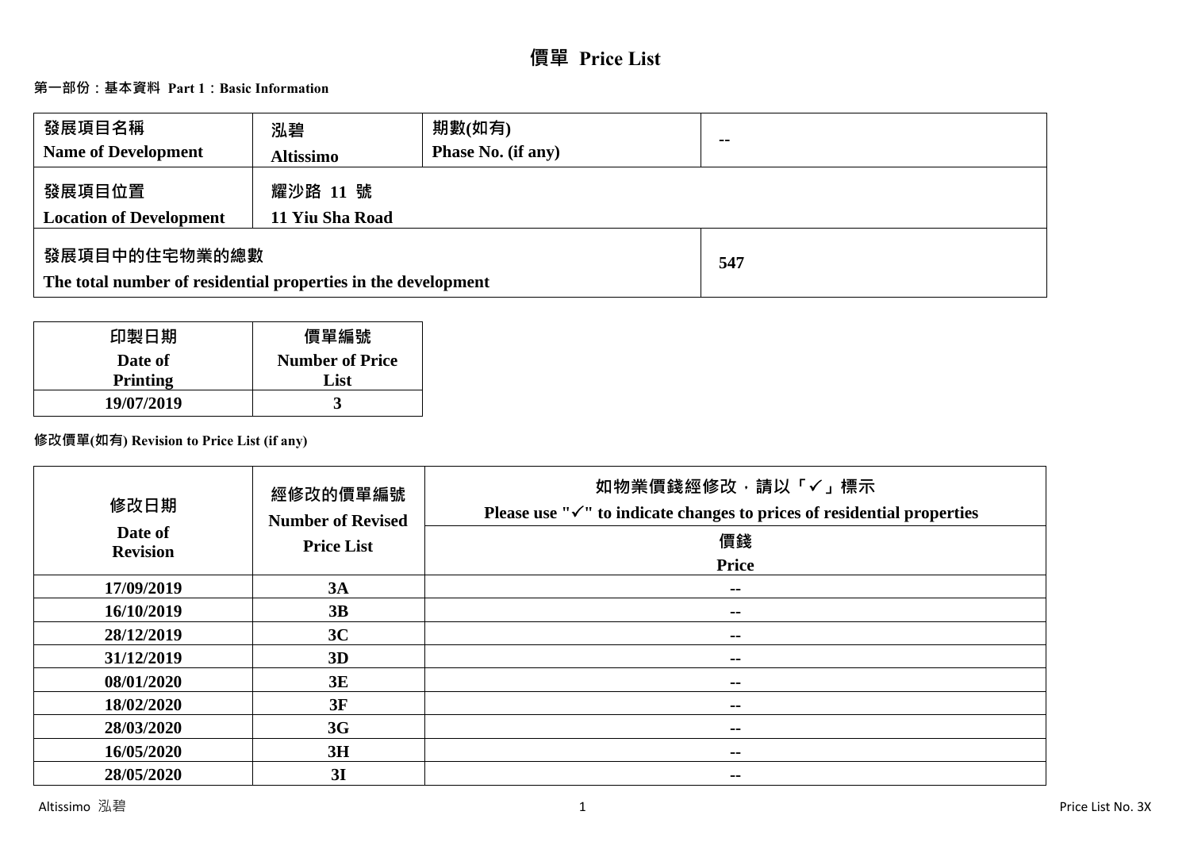# 價單 Price List

## 第一部份：基本資料 Part 1：Basic Information

| 發展項目名稱<br>Name of Development | 泓碧<br>Altissimo | 期數(如有)<br>Phase No. (if any) | -- |
|---|---|---|---|
| 發展項目位置<br>Location of Development | 耀沙路 11 號<br>11 Yiu Sha Road | | |
| 發展項目中的住宅物業的總數<br>The total number of residential properties in the development | | | 547 |

| 印製日期<br>Date of Printing | 價單編號<br>Number of Price List |
|---|---|
| 19/07/2019 | 3 |

## 修改價單(如有) Revision to Price List (if any)

| 修改日期<br>Date of Revision | 經修改的價單編號<br>Number of Revised Price List | 如物業價錢經修改，請以「✓」標示<br>Please use "✓" to indicate changes to prices of residential properties<br>價錢<br>Price |
|---|---|---|
| 17/09/2019 | 3A | -- |
| 16/10/2019 | 3B | -- |
| 28/12/2019 | 3C | -- |
| 31/12/2019 | 3D | -- |
| 08/01/2020 | 3E | -- |
| 18/02/2020 | 3F | -- |
| 28/03/2020 | 3G | -- |
| 16/05/2020 | 3H | -- |
| 28/05/2020 | 3I | -- |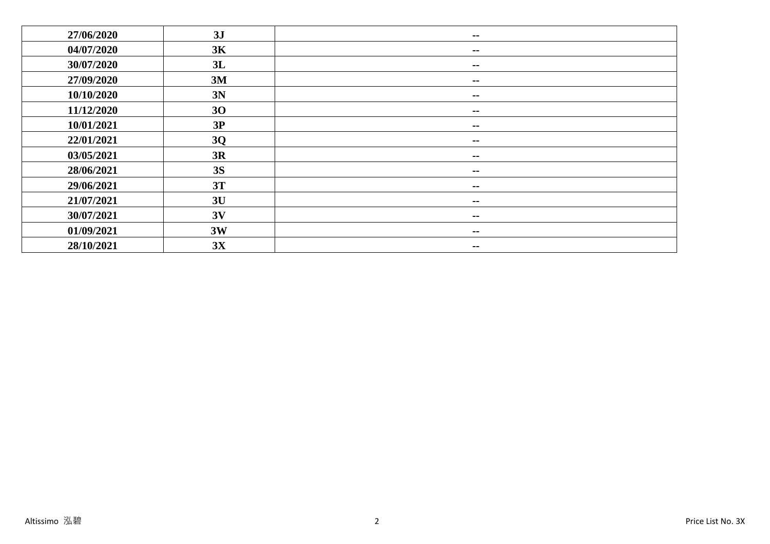| | | |
|---|---|---|
| 27/06/2020 | 3J | -- |
| 04/07/2020 | 3K | -- |
| 30/07/2020 | 3L | -- |
| 27/09/2020 | 3M | -- |
| 10/10/2020 | 3N | -- |
| 11/12/2020 | 3O | -- |
| 10/01/2021 | 3P | -- |
| 22/01/2021 | 3Q | -- |
| 03/05/2021 | 3R | -- |
| 28/06/2021 | 3S | -- |
| 29/06/2021 | 3T | -- |
| 21/07/2021 | 3U | -- |
| 30/07/2021 | 3V | -- |
| 01/09/2021 | 3W | -- |
| 28/10/2021 | 3X | -- |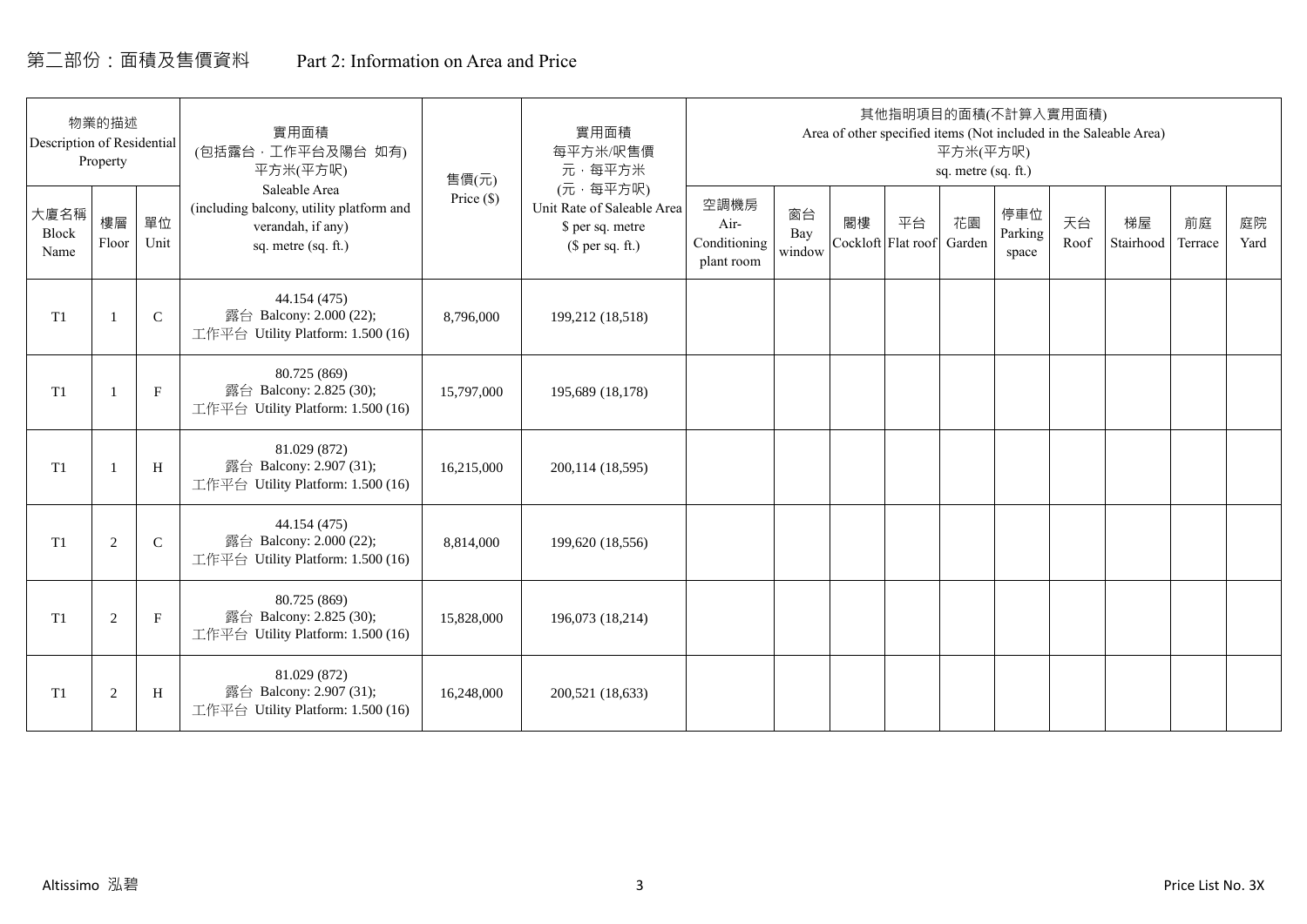# 第二部份：面積及售價資料 Part 2: Information on Area and Price

| 物業的描述 Description of Residential Property | | | 實用面積 (包括露台，工作平台及陽台 如有) 平方米(平方呎) Saleable Area (including balcony, utility platform and verandah, if any) sq. metre (sq. ft.) | 售價(元) Price ($) | 實用面積 每平方米/呎售價 元，每平方米 (元，每平方呎) Unit Rate of Saleable Area $ per sq. metre ($ per sq. ft.) | 其他指明項目的面積(不計算入實用面積) Area of other specified items (Not included in the Saleable Area) 平方米(平方呎) sq. metre (sq. ft.) | | | | | | | | | |
|---|---|---|---|---|---|---|---|---|---|---|---|---|---|---|---|
| 大廈名稱 Block Name | 樓層 Floor | 單位 Unit | | | | 空調機房 Air-Conditioning plant room | 窗台 Bay window | 閣樓 Cockloft | 平台 Flat roof | 花園 Garden | 停車位 Parking space | 天台 Roof | 梯屋 Stairhood | 前庭 Terrace | 庭院 Yard |
| T1 | 1 | C | 44.154 (475) 露台 Balcony: 2.000 (22); 工作平台 Utility Platform: 1.500 (16) | 8,796,000 | 199,212 (18,518) | | | | | | | | | | |
| T1 | 1 | F | 80.725 (869) 露台 Balcony: 2.825 (30); 工作平台 Utility Platform: 1.500 (16) | 15,797,000 | 195,689 (18,178) | | | | | | | | | | |
| T1 | 1 | H | 81.029 (872) 露台 Balcony: 2.907 (31); 工作平台 Utility Platform: 1.500 (16) | 16,215,000 | 200,114 (18,595) | | | | | | | | | | |
| T1 | 2 | C | 44.154 (475) 露台 Balcony: 2.000 (22); 工作平台 Utility Platform: 1.500 (16) | 8,814,000 | 199,620 (18,556) | | | | | | | | | | |
| T1 | 2 | F | 80.725 (869) 露台 Balcony: 2.825 (30); 工作平台 Utility Platform: 1.500 (16) | 15,828,000 | 196,073 (18,214) | | | | | | | | | | |
| T1 | 2 | H | 81.029 (872) 露台 Balcony: 2.907 (31); 工作平台 Utility Platform: 1.500 (16) | 16,248,000 | 200,521 (18,633) | | | | | | | | | | |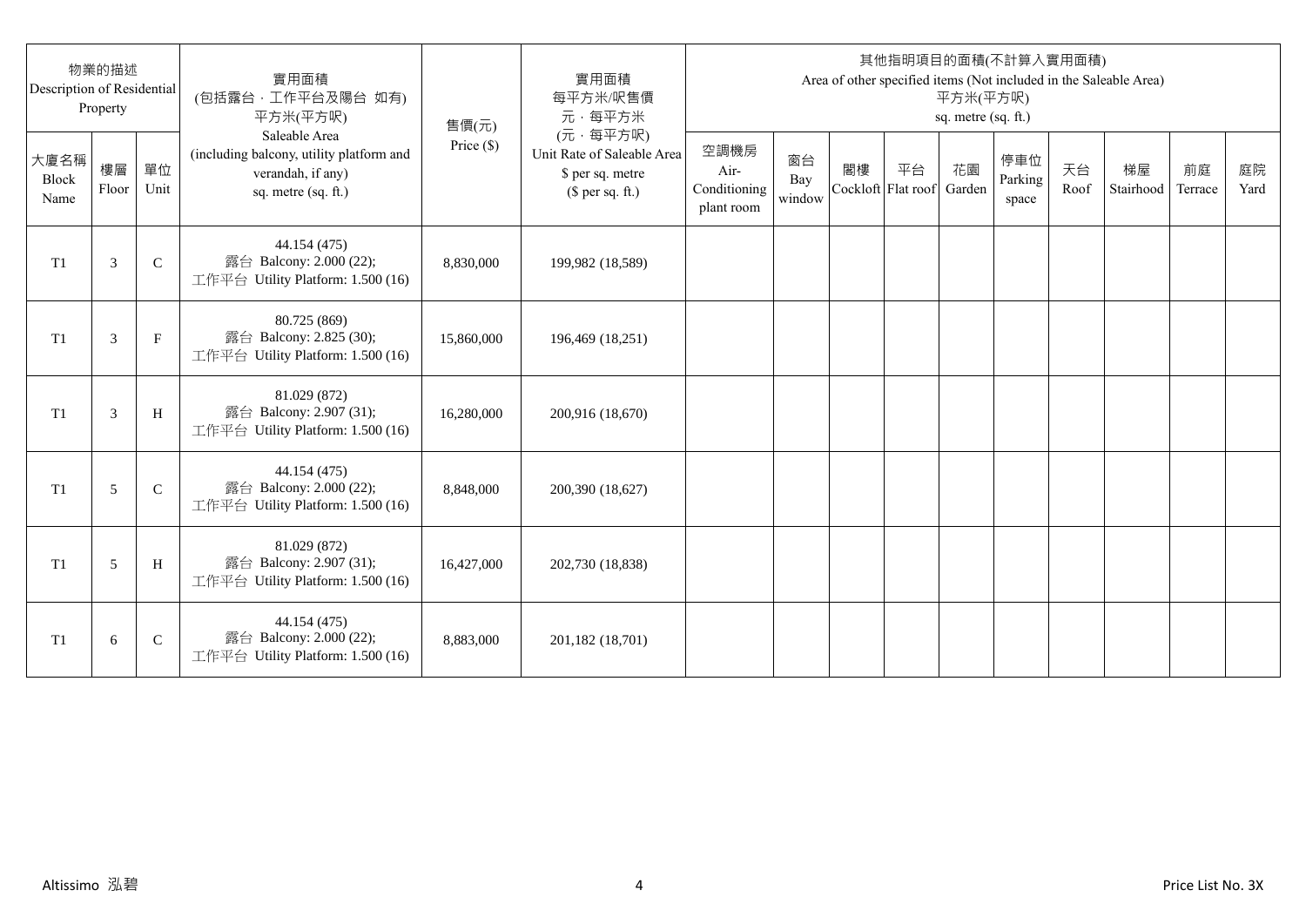| 物業的描述 Description of Residential Property | | | 實用面積 (包括露台，工作平台及陽台 如有) 平方米(平方呎) Saleable Area (including balcony, utility platform and verandah, if any) sq. metre (sq. ft.) | 售價(元) Price ($) | 實用面積 每平方米/呎售價 元，每平方米 (元，每平方呎) Unit Rate of Saleable Area $ per sq. metre ($ per sq. ft.) | 其他指明項目的面積(不計算入實用面積) Area of other specified items (Not included in the Saleable Area) 平方米(平方呎) sq. metre (sq. ft.) | | | | | | | | | |
|---|---|---|---|---|---|---|---|---|---|---|---|---|---|---|---|
| 大廈名稱 Block Name | 樓層 Floor | 單位 Unit | | | | 空調機房 Air-Conditioning plant room | 窗台 Bay window | 閣樓 Cockloft | 平台 Flat roof | 花園 Garden | 停車位 Parking space | 天台 Roof | 梯屋 Stairhood | 前庭 Terrace | 庭院 Yard |
| T1 | 3 | C | 44.154 (475) 露台 Balcony: 2.000 (22); 工作平台 Utility Platform: 1.500 (16) | 8,830,000 | 199,982 (18,589) | | | | | | | | | | |
| T1 | 3 | F | 80.725 (869) 露台 Balcony: 2.825 (30); 工作平台 Utility Platform: 1.500 (16) | 15,860,000 | 196,469 (18,251) | | | | | | | | | | |
| T1 | 3 | H | 81.029 (872) 露台 Balcony: 2.907 (31); 工作平台 Utility Platform: 1.500 (16) | 16,280,000 | 200,916 (18,670) | | | | | | | | | | |
| T1 | 5 | C | 44.154 (475) 露台 Balcony: 2.000 (22); 工作平台 Utility Platform: 1.500 (16) | 8,848,000 | 200,390 (18,627) | | | | | | | | | | |
| T1 | 5 | H | 81.029 (872) 露台 Balcony: 2.907 (31); 工作平台 Utility Platform: 1.500 (16) | 16,427,000 | 202,730 (18,838) | | | | | | | | | | |
| T1 | 6 | C | 44.154 (475) 露台 Balcony: 2.000 (22); 工作平台 Utility Platform: 1.500 (16) | 8,883,000 | 201,182 (18,701) | | | | | | | | | | |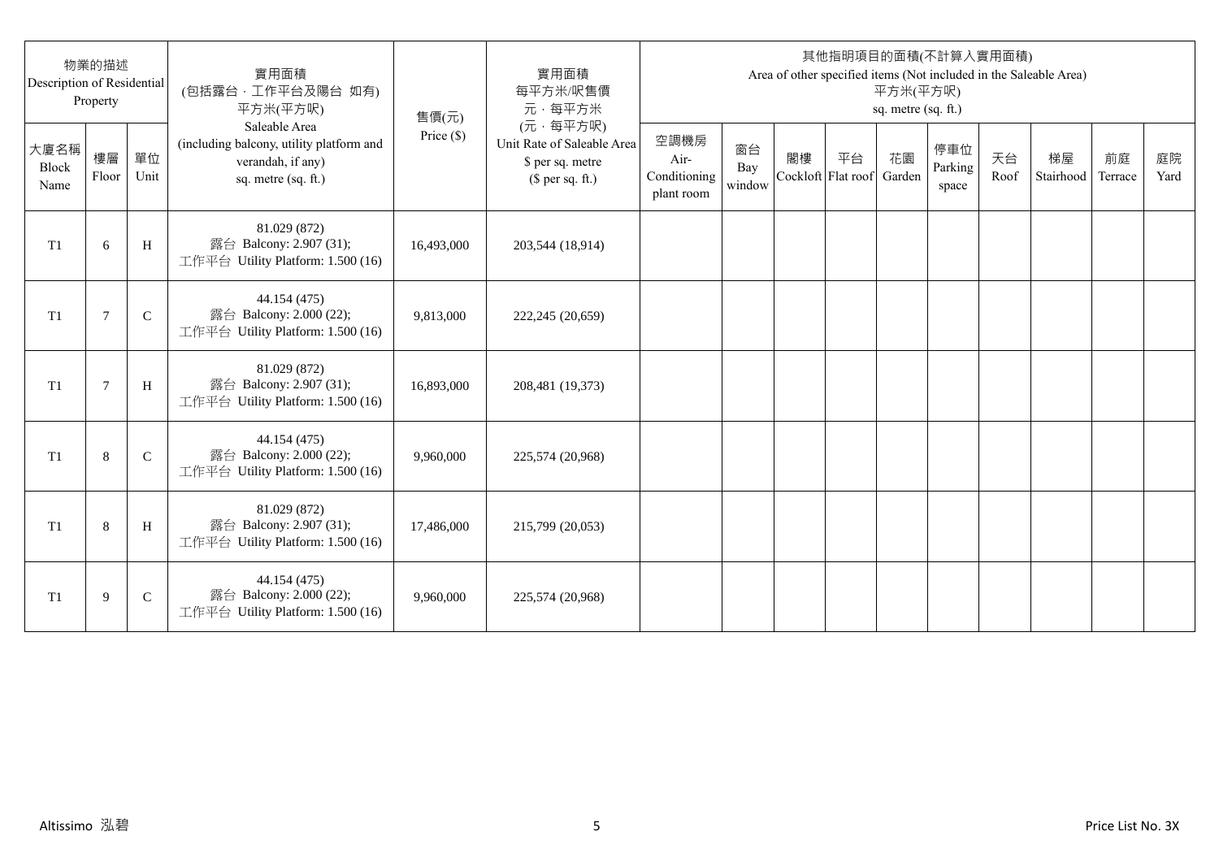| 物業的描述 Description of Residential Property | | | 實用面積 (包括露台，工作平台及陽台 如有) 平方米(平方呎) Saleable Area (including balcony, utility platform and verandah, if any) sq. metre (sq. ft.) | 售價(元) Price ($) | 實用面積 每平方米/呎售價 元，每平方米 (元，每平方呎) Unit Rate of Saleable Area $ per sq. metre ($ per sq. ft.) | 其他指明項目的面積(不計算入實用面積) Area of other specified items (Not included in the Saleable Area) 平方米(平方呎) sq. metre (sq. ft.) | | | | | | | | | |
|---|---|---|---|---|---|---|---|---|---|---|---|---|---|---|---|
| 大廈名稱 Block Name | 樓層 Floor | 單位 Unit | | | | 空調機房 Air-Conditioning plant room | 窗台 Bay window | 閣樓 Cockloft | 平台 Flat roof | 花園 Garden | 停車位 Parking space | 天台 Roof | 梯屋 Stairhood | 前庭 Terrace | 庭院 Yard |
| T1 | 6 | H | 81.029 (872) 露台 Balcony: 2.907 (31); 工作平台 Utility Platform: 1.500 (16) | 16,493,000 | 203,544 (18,914) | | | | | | | | | | |
| T1 | 7 | C | 44.154 (475) 露台 Balcony: 2.000 (22); 工作平台 Utility Platform: 1.500 (16) | 9,813,000 | 222,245 (20,659) | | | | | | | | | | |
| T1 | 7 | H | 81.029 (872) 露台 Balcony: 2.907 (31); 工作平台 Utility Platform: 1.500 (16) | 16,893,000 | 208,481 (19,373) | | | | | | | | | | |
| T1 | 8 | C | 44.154 (475) 露台 Balcony: 2.000 (22); 工作平台 Utility Platform: 1.500 (16) | 9,960,000 | 225,574 (20,968) | | | | | | | | | | |
| T1 | 8 | H | 81.029 (872) 露台 Balcony: 2.907 (31); 工作平台 Utility Platform: 1.500 (16) | 17,486,000 | 215,799 (20,053) | | | | | | | | | | |
| T1 | 9 | C | 44.154 (475) 露台 Balcony: 2.000 (22); 工作平台 Utility Platform: 1.500 (16) | 9,960,000 | 225,574 (20,968) | | | | | | | | | | |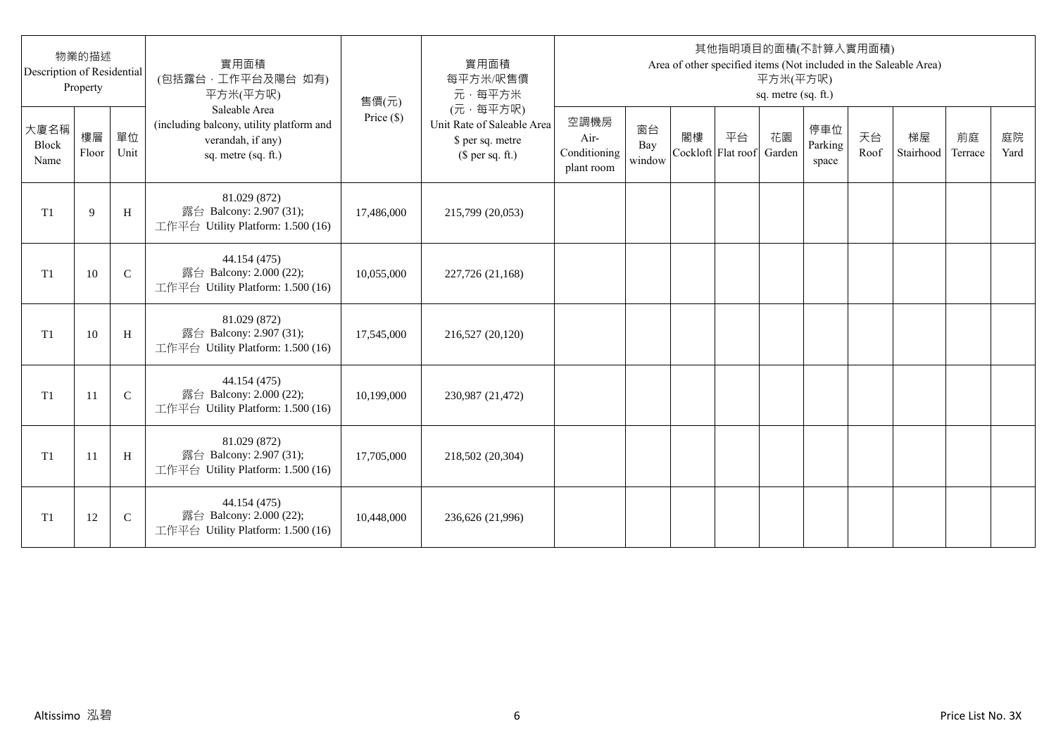| 物業的描述 Description of Residential Property | | | 實用面積 (包括露台，工作平台及陽台 如有) 平方米(平方呎) Saleable Area (including balcony, utility platform and verandah, if any) sq. metre (sq. ft.) | 售價(元) Price ($) | 實用面積 每平方米/呎售價 元，每平方米 (元，每平方呎) Unit Rate of Saleable Area $ per sq. metre ($ per sq. ft.) | 其他指明項目的面積(不計算入實用面積) Area of other specified items (Not included in the Saleable Area) 平方米(平方呎) sq. metre (sq. ft.) | | | | | | | | | |
|---|---|---|---|---|---|---|---|---|---|---|---|---|---|---|---|
| 大廈名稱 Block Name | 樓層 Floor | 單位 Unit | | | | 空調機房 Air-Conditioning plant room | 窗台 Bay window | 閣樓 Cockloft | 平台 Flat roof | 花園 Garden | 停車位 Parking space | 天台 Roof | 梯屋 Stairhood | 前庭 Terrace | 庭院 Yard |
| T1 | 9 | H | 81.029 (872) 露台 Balcony: 2.907 (31); 工作平台 Utility Platform: 1.500 (16) | 17,486,000 | 215,799 (20,053) | | | | | | | | | | |
| T1 | 10 | C | 44.154 (475) 露台 Balcony: 2.000 (22); 工作平台 Utility Platform: 1.500 (16) | 10,055,000 | 227,726 (21,168) | | | | | | | | | | |
| T1 | 10 | H | 81.029 (872) 露台 Balcony: 2.907 (31); 工作平台 Utility Platform: 1.500 (16) | 17,545,000 | 216,527 (20,120) | | | | | | | | | | |
| T1 | 11 | C | 44.154 (475) 露台 Balcony: 2.000 (22); 工作平台 Utility Platform: 1.500 (16) | 10,199,000 | 230,987 (21,472) | | | | | | | | | | |
| T1 | 11 | H | 81.029 (872) 露台 Balcony: 2.907 (31); 工作平台 Utility Platform: 1.500 (16) | 17,705,000 | 218,502 (20,304) | | | | | | | | | | |
| T1 | 12 | C | 44.154 (475) 露台 Balcony: 2.000 (22); 工作平台 Utility Platform: 1.500 (16) | 10,448,000 | 236,626 (21,996) | | | | | | | | | | |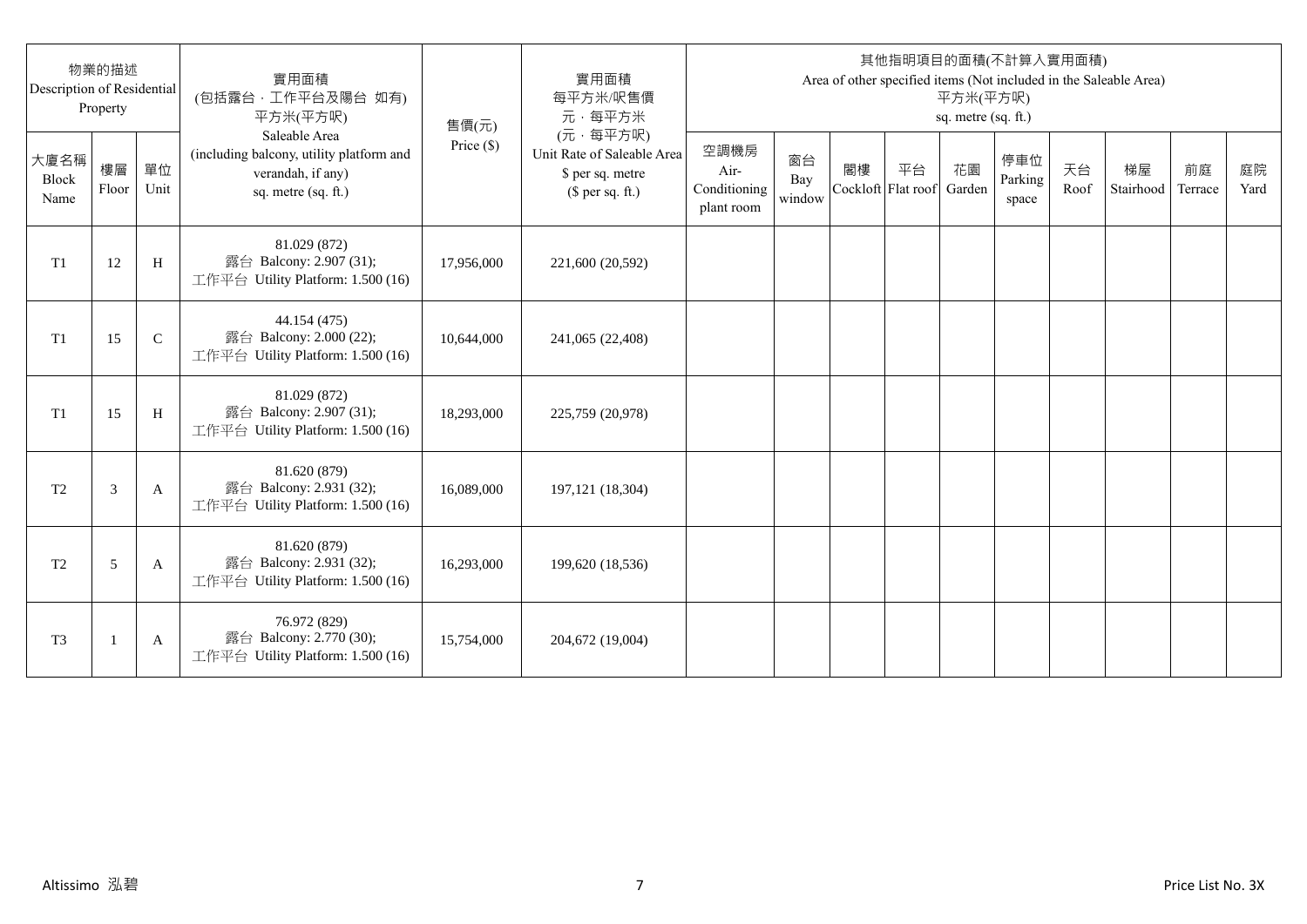| 物業的描述 Description of Residential Property | | | 實用面積 (包括露台，工作平台及陽台 如有) 平方米(平方呎) Saleable Area (including balcony, utility platform and verandah, if any) sq. metre (sq. ft.) | 售價(元) Price ($) | 實用面積 每平方米/呎售價 元，每平方米 (元，每平方呎) Unit Rate of Saleable Area $ per sq. metre ($ per sq. ft.) | 其他指明項目的面積(不計算入實用面積) Area of other specified items (Not included in the Saleable Area) 平方米(平方呎) sq. metre (sq. ft.) | | | | | | | | | |
|---|---|---|---|---|---|---|---|---|---|---|---|---|---|---|---|
| 大廈名稱 Block Name | 樓層 Floor | 單位 Unit | | | | 空調機房 Air-Conditioning plant room | 窗台 Bay window | 閣樓 Cockloft | 平台 Flat roof | 花園 Garden | 停車位 Parking space | 天台 Roof | 梯屋 Stairhood | 前庭 Terrace | 庭院 Yard |
| T1 | 12 | H | 81.029 (872) 露台 Balcony: 2.907 (31); 工作平台 Utility Platform: 1.500 (16) | 17,956,000 | 221,600 (20,592) | | | | | | | | | | |
| T1 | 15 | C | 44.154 (475) 露台 Balcony: 2.000 (22); 工作平台 Utility Platform: 1.500 (16) | 10,644,000 | 241,065 (22,408) | | | | | | | | | | |
| T1 | 15 | H | 81.029 (872) 露台 Balcony: 2.907 (31); 工作平台 Utility Platform: 1.500 (16) | 18,293,000 | 225,759 (20,978) | | | | | | | | | | |
| T2 | 3 | A | 81.620 (879) 露台 Balcony: 2.931 (32); 工作平台 Utility Platform: 1.500 (16) | 16,089,000 | 197,121 (18,304) | | | | | | | | | | |
| T2 | 5 | A | 81.620 (879) 露台 Balcony: 2.931 (32); 工作平台 Utility Platform: 1.500 (16) | 16,293,000 | 199,620 (18,536) | | | | | | | | | | |
| T3 | 1 | A | 76.972 (829) 露台 Balcony: 2.770 (30); 工作平台 Utility Platform: 1.500 (16) | 15,754,000 | 204,672 (19,004) | | | | | | | | | | |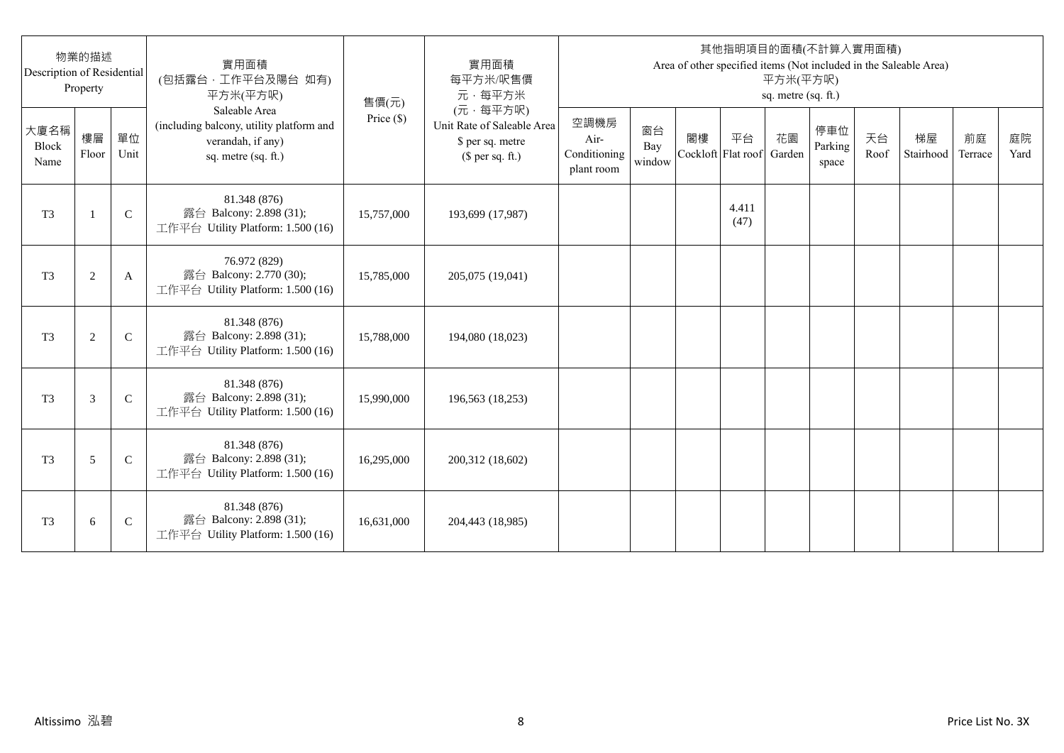| 物業的描述 Description of Residential Property | | | 實用面積 (包括露台．工作平台及陽台 如有) 平方米(平方呎) Saleable Area (including balcony, utility platform and verandah, if any) sq. metre (sq. ft.) | 售價(元) Price ($) | 實用面積 每平方米/呎售價 元．每平方米 (元．每平方呎) Unit Rate of Saleable Area $ per sq. metre ($ per sq. ft.) | 其他指明項目的面積(不計算入實用面積) Area of other specified items (Not included in the Saleable Area) 平方米(平方呎) sq. metre (sq. ft.) | | | | | | | | | |
|---|---|---|---|---|---|---|---|---|---|---|---|---|---|---|---|
| 大廈名稱 Block Name | 樓層 Floor | 單位 Unit | | | | 空調機房 Air-Conditioning plant room | 窗台 Bay window | 閣樓 Cockloft | 平台 Flat roof | 花園 Garden | 停車位 Parking space | 天台 Roof | 梯屋 Stairhood | 前庭 Terrace | 庭院 Yard |
| T3 | 1 | C | 81.348 (876) 露台 Balcony: 2.898 (31); 工作平台 Utility Platform: 1.500 (16) | 15,757,000 | 193,699 (17,987) | | | | 4.411 (47) | | | | | | |
| T3 | 2 | A | 76.972 (829) 露台 Balcony: 2.770 (30); 工作平台 Utility Platform: 1.500 (16) | 15,785,000 | 205,075 (19,041) | | | | | | | | | | |
| T3 | 2 | C | 81.348 (876) 露台 Balcony: 2.898 (31); 工作平台 Utility Platform: 1.500 (16) | 15,788,000 | 194,080 (18,023) | | | | | | | | | | |
| T3 | 3 | C | 81.348 (876) 露台 Balcony: 2.898 (31); 工作平台 Utility Platform: 1.500 (16) | 15,990,000 | 196,563 (18,253) | | | | | | | | | | |
| T3 | 5 | C | 81.348 (876) 露台 Balcony: 2.898 (31); 工作平台 Utility Platform: 1.500 (16) | 16,295,000 | 200,312 (18,602) | | | | | | | | | | |
| T3 | 6 | C | 81.348 (876) 露台 Balcony: 2.898 (31); 工作平台 Utility Platform: 1.500 (16) | 16,631,000 | 204,443 (18,985) | | | | | | | | | | |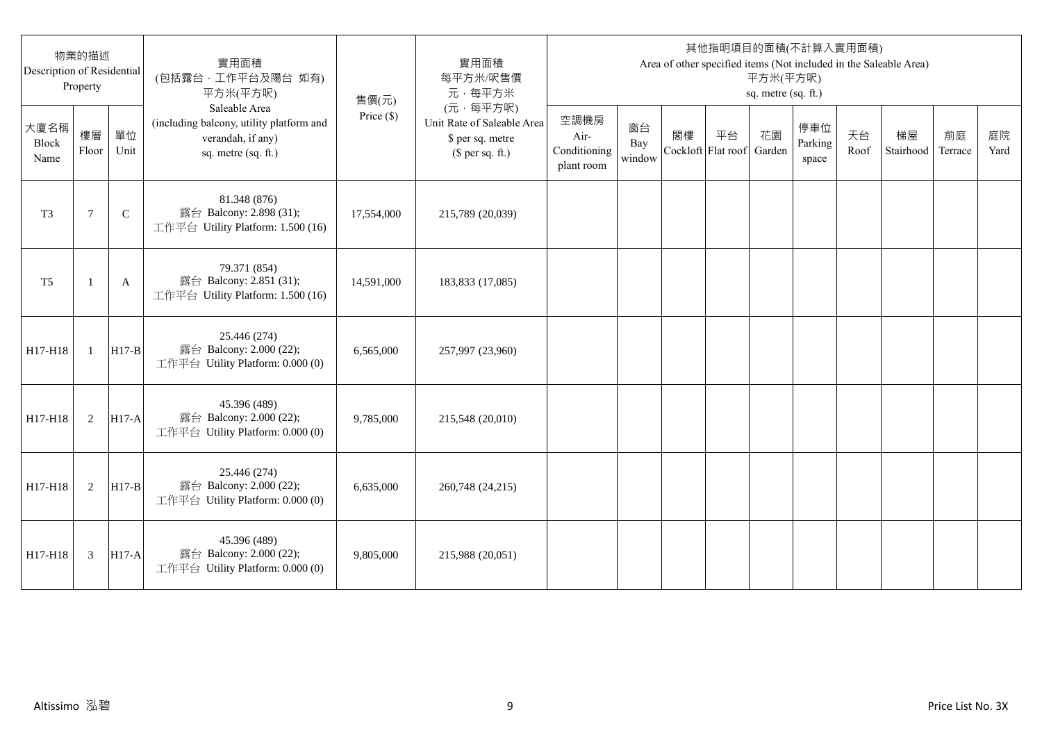| 物業的描述 Description of Residential Property | | | 實用面積 (包括露台，工作平台及陽台 如有) 平方米(平方呎) Saleable Area (including balcony, utility platform and verandah, if any) sq. metre (sq. ft.) | 售價(元) Price ($) | 實用面積 每平方米/呎售價 元，每平方米 (元，每平方呎) Unit Rate of Saleable Area $ per sq. metre ($ per sq. ft.) | 其他指明項目的面積(不計算入實用面積) Area of other specified items (Not included in the Saleable Area) 平方米(平方呎) sq. metre (sq. ft.) | | | | | | | | | |
|---|---|---|---|---|---|---|---|---|---|---|---|---|---|---|---|
| 大廈名稱 Block Name | 樓層 Floor | 單位 Unit | | | | 空調機房 Air-Conditioning plant room | 窗台 Bay window | 閣樓 Cockloft | 平台 Flat roof | 花園 Garden | 停車位 Parking space | 天台 Roof | 梯屋 Stairhood | 前庭 Terrace | 庭院 Yard |
| T3 | 7 | C | 81.348 (876) 露台 Balcony: 2.898 (31); 工作平台 Utility Platform: 1.500 (16) | 17,554,000 | 215,789 (20,039) | | | | | | | | | | |
| T5 | 1 | A | 79.371 (854) 露台 Balcony: 2.851 (31); 工作平台 Utility Platform: 1.500 (16) | 14,591,000 | 183,833 (17,085) | | | | | | | | | | |
| H17-H18 | 1 | H17-B | 25.446 (274) 露台 Balcony: 2.000 (22); 工作平台 Utility Platform: 0.000 (0) | 6,565,000 | 257,997 (23,960) | | | | | | | | | | |
| H17-H18 | 2 | H17-A | 45.396 (489) 露台 Balcony: 2.000 (22); 工作平台 Utility Platform: 0.000 (0) | 9,785,000 | 215,548 (20,010) | | | | | | | | | | |
| H17-H18 | 2 | H17-B | 25.446 (274) 露台 Balcony: 2.000 (22); 工作平台 Utility Platform: 0.000 (0) | 6,635,000 | 260,748 (24,215) | | | | | | | | | | |
| H17-H18 | 3 | H17-A | 45.396 (489) 露台 Balcony: 2.000 (22); 工作平台 Utility Platform: 0.000 (0) | 9,805,000 | 215,988 (20,051) | | | | | | | | | | |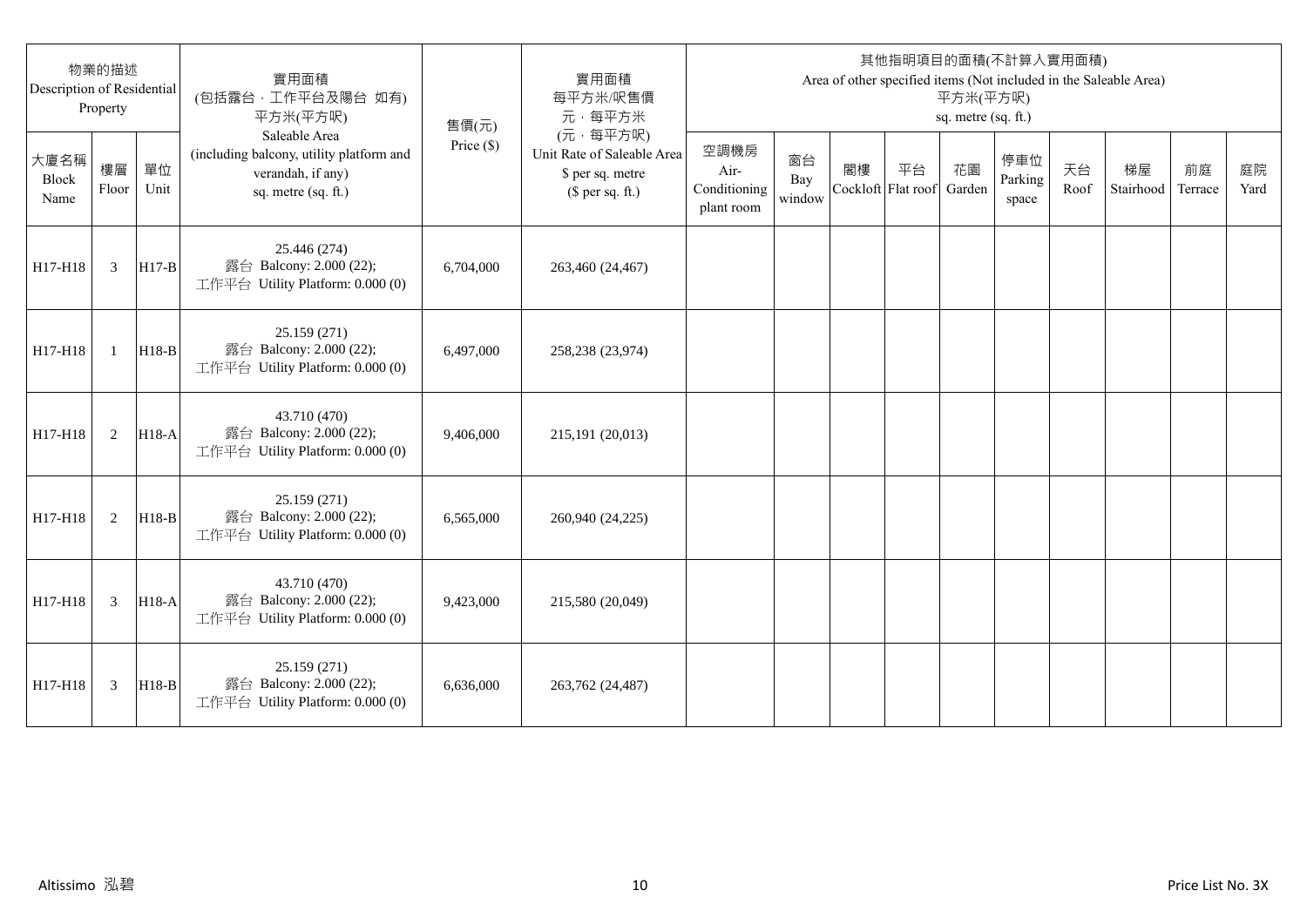| 物業的描述 Description of Residential Property | | | 實用面積 (包括露台，工作平台及陽台 如有) 平方米(平方呎) Saleable Area (including balcony, utility platform and verandah, if any) sq. metre (sq. ft.) | 售價(元) Price ($) | 實用面積 每平方米/呎售價 元，每平方米 (元，每平方呎) Unit Rate of Saleable Area $ per sq. metre ($ per sq. ft.) | 其他指明項目的面積(不計算入實用面積) Area of other specified items (Not included in the Saleable Area) 平方米(平方呎) sq. metre (sq. ft.) | | | | | | | | | |
|---|---|---|---|---|---|---|---|---|---|---|---|---|---|---|---|
| 大廈名稱 Block Name | 樓層 Floor | 單位 Unit | | | | 空調機房 Air-Conditioning plant room | 窗台 Bay window | 閣樓 Cockloft | 平台 Flat roof | 花園 Garden | 停車位 Parking space | 天台 Roof | 梯屋 Stairhood | 前庭 Terrace | 庭院 Yard |
| H17-H18 | 3 | H17-B | 25.446 (274) 露台 Balcony: 2.000 (22); 工作平台 Utility Platform: 0.000 (0) | 6,704,000 | 263,460 (24,467) | | | | | | | | | | |
| H17-H18 | 1 | H18-B | 25.159 (271) 露台 Balcony: 2.000 (22); 工作平台 Utility Platform: 0.000 (0) | 6,497,000 | 258,238 (23,974) | | | | | | | | | | |
| H17-H18 | 2 | H18-A | 43.710 (470) 露台 Balcony: 2.000 (22); 工作平台 Utility Platform: 0.000 (0) | 9,406,000 | 215,191 (20,013) | | | | | | | | | | |
| H17-H18 | 2 | H18-B | 25.159 (271) 露台 Balcony: 2.000 (22); 工作平台 Utility Platform: 0.000 (0) | 6,565,000 | 260,940 (24,225) | | | | | | | | | | |
| H17-H18 | 3 | H18-A | 43.710 (470) 露台 Balcony: 2.000 (22); 工作平台 Utility Platform: 0.000 (0) | 9,423,000 | 215,580 (20,049) | | | | | | | | | | |
| H17-H18 | 3 | H18-B | 25.159 (271) 露台 Balcony: 2.000 (22); 工作平台 Utility Platform: 0.000 (0) | 6,636,000 | 263,762 (24,487) | | | | | | | | | | |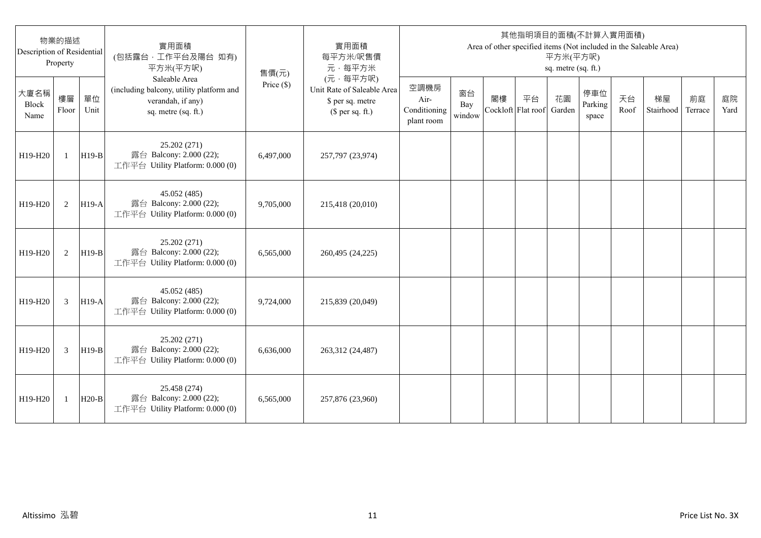| 物業的描述 Description of Residential Property | | | 實用面積 (包括露台，工作平台及陽台 如有) 平方米(平方呎) Saleable Area (including balcony, utility platform and verandah, if any) sq. metre (sq. ft.) | 售價(元) Price ($) | 實用面積 每平方米/呎售價 元，每平方米 (元，每平方呎) Unit Rate of Saleable Area $ per sq. metre ($ per sq. ft.) | 其他指明項目的面積(不計算入實用面積) Area of other specified items (Not included in the Saleable Area) 平方米(平方呎) sq. metre (sq. ft.) | | | | | | | | | |
|---|---|---|---|---|---|---|---|---|---|---|---|---|---|---|---|
| 大廈名稱 Block Name | 樓層 Floor | 單位 Unit | | | | 空調機房 Air-Conditioning plant room | 窗台 Bay window | 閣樓 Cockloft | 平台 Flat roof | 花園 Garden | 停車位 Parking space | 天台 Roof | 梯屋 Stairhood | 前庭 Terrace | 庭院 Yard |
| H19-H20 | 1 | H19-B | 25.202 (271) 露台 Balcony: 2.000 (22); 工作平台 Utility Platform: 0.000 (0) | 6,497,000 | 257,797 (23,974) | | | | | | | | | | |
| H19-H20 | 2 | H19-A | 45.052 (485) 露台 Balcony: 2.000 (22); 工作平台 Utility Platform: 0.000 (0) | 9,705,000 | 215,418 (20,010) | | | | | | | | | | |
| H19-H20 | 2 | H19-B | 25.202 (271) 露台 Balcony: 2.000 (22); 工作平台 Utility Platform: 0.000 (0) | 6,565,000 | 260,495 (24,225) | | | | | | | | | | |
| H19-H20 | 3 | H19-A | 45.052 (485) 露台 Balcony: 2.000 (22); 工作平台 Utility Platform: 0.000 (0) | 9,724,000 | 215,839 (20,049) | | | | | | | | | | |
| H19-H20 | 3 | H19-B | 25.202 (271) 露台 Balcony: 2.000 (22); 工作平台 Utility Platform: 0.000 (0) | 6,636,000 | 263,312 (24,487) | | | | | | | | | | |
| H19-H20 | 1 | H20-B | 25.458 (274) 露台 Balcony: 2.000 (22); 工作平台 Utility Platform: 0.000 (0) | 6,565,000 | 257,876 (23,960) | | | | | | | | | | |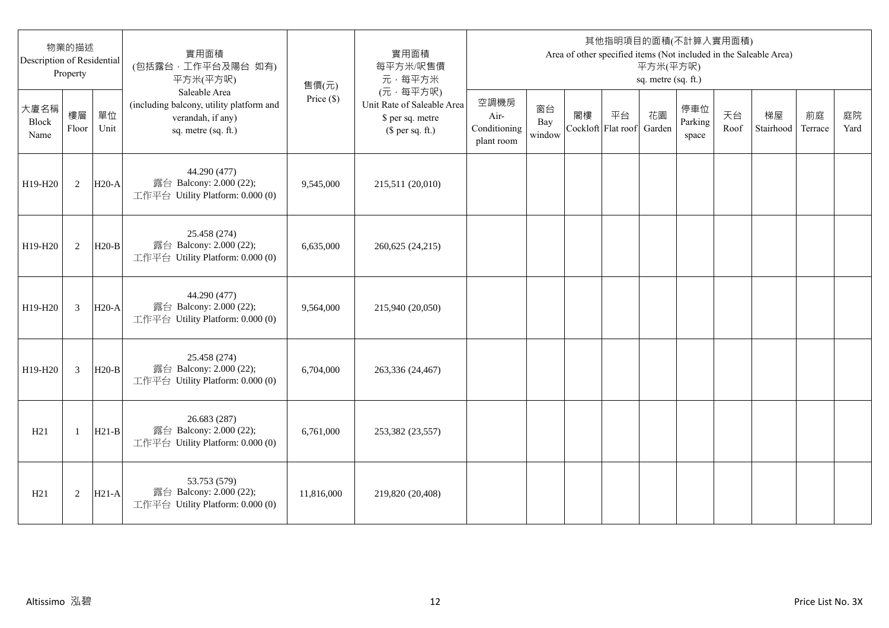| 物業的描述 Description of Residential Property | | | 實用面積 (包括露台，工作平台及陽台 如有) 平方米(平方呎) Saleable Area (including balcony, utility platform and verandah, if any) sq. metre (sq. ft.) | 售價(元) Price ($) | 實用面積 每平方米/呎售價 元，每平方米 (元，每平方呎) Unit Rate of Saleable Area $ per sq. metre ($ per sq. ft.) | 其他指明項目的面積(不計算入實用面積) Area of other specified items (Not included in the Saleable Area) 平方米(平方呎) sq. metre (sq. ft.) | | | | | | | | | |
|---|---|---|---|---|---|---|---|---|---|---|---|---|---|---|---|
| 大廈名稱 Block Name | 樓層 Floor | 單位 Unit | | | | 空調機房 Air-Conditioning plant room | 窗台 Bay window | 閣樓 Cockloft | 平台 Flat roof | 花園 Garden | 停車位 Parking space | 天台 Roof | 梯屋 Stairhood | 前庭 Terrace | 庭院 Yard |
| H19-H20 | 2 | H20-A | 44.290 (477) 露台 Balcony: 2.000 (22); 工作平台 Utility Platform: 0.000 (0) | 9,545,000 | 215,511 (20,010) | | | | | | | | | | |
| H19-H20 | 2 | H20-B | 25.458 (274) 露台 Balcony: 2.000 (22); 工作平台 Utility Platform: 0.000 (0) | 6,635,000 | 260,625 (24,215) | | | | | | | | | | |
| H19-H20 | 3 | H20-A | 44.290 (477) 露台 Balcony: 2.000 (22); 工作平台 Utility Platform: 0.000 (0) | 9,564,000 | 215,940 (20,050) | | | | | | | | | | |
| H19-H20 | 3 | H20-B | 25.458 (274) 露台 Balcony: 2.000 (22); 工作平台 Utility Platform: 0.000 (0) | 6,704,000 | 263,336 (24,467) | | | | | | | | | | |
| H21 | 1 | H21-B | 26.683 (287) 露台 Balcony: 2.000 (22); 工作平台 Utility Platform: 0.000 (0) | 6,761,000 | 253,382 (23,557) | | | | | | | | | | |
| H21 | 2 | H21-A | 53.753 (579) 露台 Balcony: 2.000 (22); 工作平台 Utility Platform: 0.000 (0) | 11,816,000 | 219,820 (20,408) | | | | | | | | | | |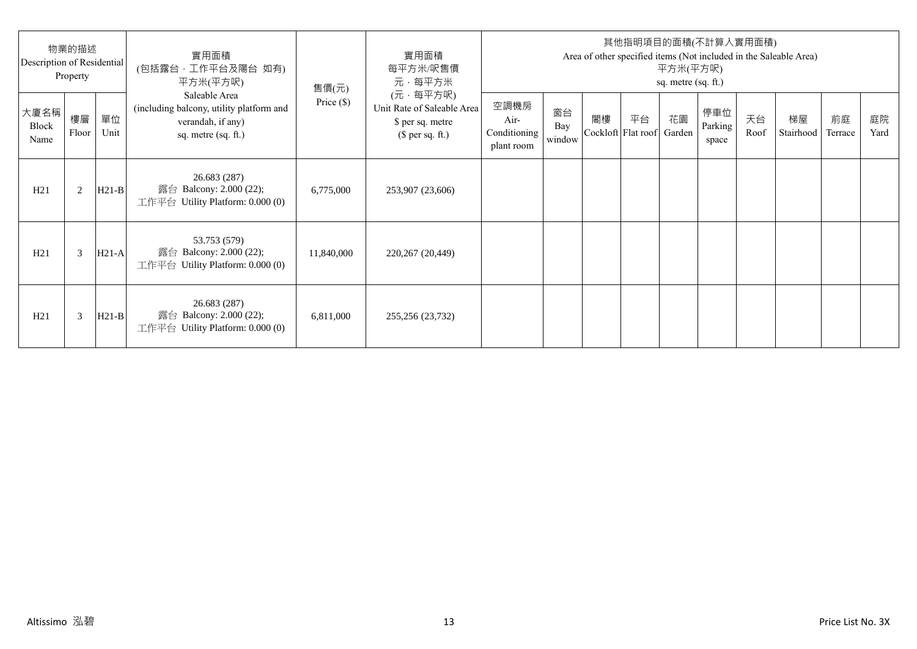| 物業的描述 Description of Residential Property | | | 實用面積 (包括露台，工作平台及陽台 如有) 平方米(平方呎) Saleable Area (including balcony, utility platform and verandah, if any) sq. metre (sq. ft.) | 售價(元) Price ($) | 實用面積 每平方米/呎售價 元，每平方米 (元，每平方呎) Unit Rate of Saleable Area $ per sq. metre ($ per sq. ft.) | 其他指明項目的面積(不計算入實用面積) Area of other specified items (Not included in the Saleable Area) 平方米(平方呎) sq. metre (sq. ft.) | | | | | | | | | |
|---|---|---|---|---|---|---|---|---|---|---|---|---|---|---|---|
| 大廈名稱 Block Name | 樓層 Floor | 單位 Unit | | | | 空調機房 Air-Conditioning plant room | 窗台 Bay window | 閣樓 Cockloft | 平台 Flat roof | 花園 Garden | 停車位 Parking space | 天台 Roof | 梯屋 Stairhood | 前庭 Terrace | 庭院 Yard |
| H21 | 2 | H21-B | 26.683 (287) 露台 Balcony: 2.000 (22); 工作平台 Utility Platform: 0.000 (0) | 6,775,000 | 253,907 (23,606) | | | | | | | | | | |
| H21 | 3 | H21-A | 53.753 (579) 露台 Balcony: 2.000 (22); 工作平台 Utility Platform: 0.000 (0) | 11,840,000 | 220,267 (20,449) | | | | | | | | | | |
| H21 | 3 | H21-B | 26.683 (287) 露台 Balcony: 2.000 (22); 工作平台 Utility Platform: 0.000 (0) | 6,811,000 | 255,256 (23,732) | | | | | | | | | | |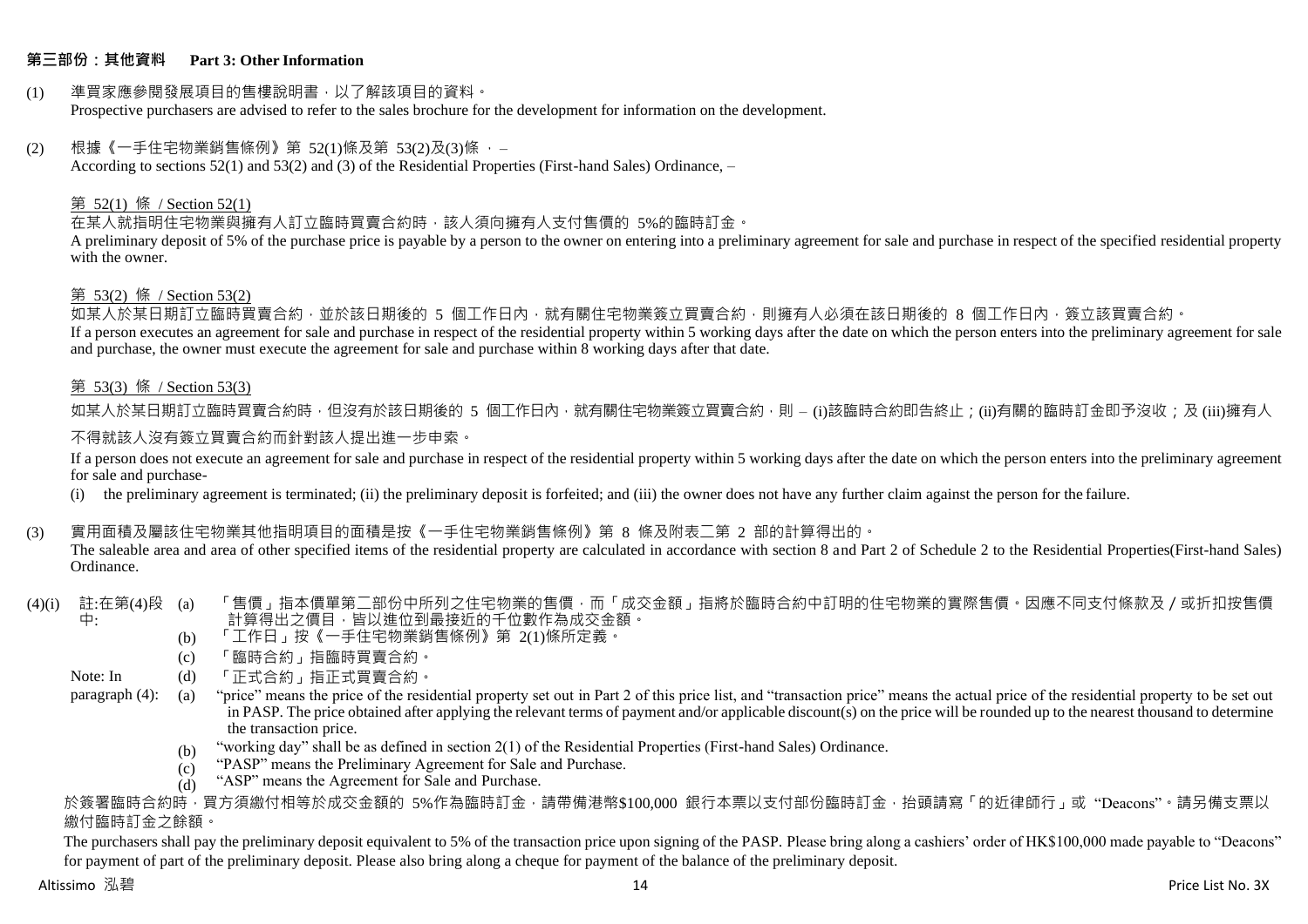## 第三部份：其他資料 Part 3: Other Information

(1) 準買家應參閱發展項目的售樓說明書，以了解該項目的資料。
Prospective purchasers are advised to refer to the sales brochure for the development for information on the development.

(2) 根據《一手住宅物業銷售條例》第 52(1)條及第 53(2)及(3)條 ，–
According to sections 52(1) and 53(2) and (3) of the Residential Properties (First-hand Sales) Ordinance, –

第 52(1) 條 / Section 52(1)

在某人就指明住宅物業與擁有人訂立臨時買賣合約時，該人須向擁有人支付售價的 5%的臨時訂金。
A preliminary deposit of 5% of the purchase price is payable by a person to the owner on entering into a preliminary agreement for sale and purchase in respect of the specified residential property with the owner.

第 53(2) 條 / Section 53(2)

如某人於某日期訂立臨時買賣合約，並於該日期後的 5 個工作日內，就有關住宅物業簽立買賣合約，則擁有人必須在該日期後的 8 個工作日內，簽立該買賣合約。
If a person executes an agreement for sale and purchase in respect of the residential property within 5 working days after the date on which the person enters into the preliminary agreement for sale and purchase, the owner must execute the agreement for sale and purchase within 8 working days after that date.

第 53(3) 條 / Section 53(3)

如某人於某日期訂立臨時買賣合約時，但沒有於該日期後的 5 個工作日內，就有關住宅物業簽立買賣合約，則 – (i)該臨時合約即告終止；(ii)有關的臨時訂金即予沒收；及 (iii)擁有人不得就該人沒有簽立買賣合約而針對該人提出進一步申索。

If a person does not execute an agreement for sale and purchase in respect of the residential property within 5 working days after the date on which the person enters into the preliminary agreement for sale and purchase-

(i) the preliminary agreement is terminated; (ii) the preliminary deposit is forfeited; and (iii) the owner does not have any further claim against the person for the failure.

(3) 實用面積及屬該住宅物業其他指明項目的面積是按《一手住宅物業銷售條例》第 8 條及附表二第 2 部的計算得出的。
The saleable area and area of other specified items of the residential property are calculated in accordance with section 8 and Part 2 of Schedule 2 to the Residential Properties(First-hand Sales) Ordinance.

(4)(i) 註:在第(4)段中:

(a) 「售價」指本價單第二部份中所列之住宅物業的售價，而「成交金額」指將於臨時合約中訂明的住宅物業的實際售價。因應不同支付條款及／或折扣按售價計算得出之價目，皆以進位到最接近的千位數作為成交金額。
(b) 「工作日」按《一手住宅物業銷售條例》第 2(1)條所定義。
(c) 「臨時合約」指臨時買賣合約。
(d) 「正式合約」指正式買賣合約。

Note: In paragraph (4):

(a) "price" means the price of the residential property set out in Part 2 of this price list, and "transaction price" means the actual price of the residential property to be set out in PASP. The price obtained after applying the relevant terms of payment and/or applicable discount(s) on the price will be rounded up to the nearest thousand to determine the transaction price.
(b) "working day" shall be as defined in section 2(1) of the Residential Properties (First-hand Sales) Ordinance.
(c) "PASP" means the Preliminary Agreement for Sale and Purchase.
(d) "ASP" means the Agreement for Sale and Purchase.

於簽署臨時合約時，買方須繳付相等於成交金額的 5%作為臨時訂金，請帶備港幣$100,000 銀行本票以支付部份臨時訂金，抬頭請寫「的近律師行」或 "Deacons"。請另備支票以繳付臨時訂金之餘額。

The purchasers shall pay the preliminary deposit equivalent to 5% of the transaction price upon signing of the PASP. Please bring along a cashiers' order of HK$100,000 made payable to "Deacons" for payment of part of the preliminary deposit. Please also bring along a cheque for payment of the balance of the preliminary deposit.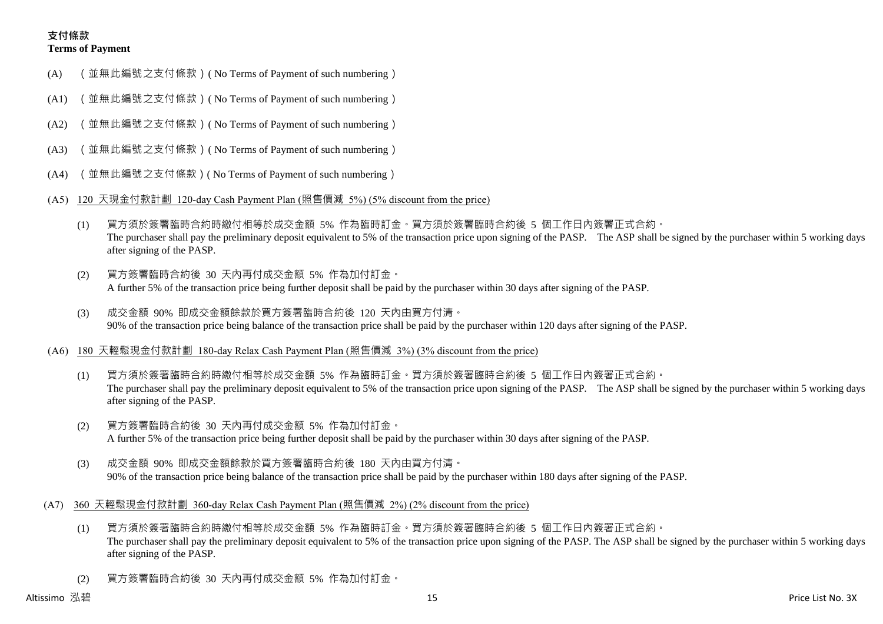**支付條款**
**Terms of Payment**

(A) （並無此編號之支付條款）( No Terms of Payment of such numbering )

(A1) （並無此編號之支付條款）( No Terms of Payment of such numbering )

(A2) （並無此編號之支付條款）( No Terms of Payment of such numbering )

(A3) （並無此編號之支付條款）( No Terms of Payment of such numbering )

(A4) （並無此編號之支付條款）( No Terms of Payment of such numbering )

(A5) 120 天現金付款計劃 120-day Cash Payment Plan (照售價減 5%) (5% discount from the price)

(1) 買方須於簽署臨時合約時繳付相等於成交金額 5% 作為臨時訂金。買方須於簽署臨時合約後 5 個工作日內簽署正式合約。
The purchaser shall pay the preliminary deposit equivalent to 5% of the transaction price upon signing of the PASP. The ASP shall be signed by the purchaser within 5 working days after signing of the PASP.

(2) 買方簽署臨時合約後 30 天內再付成交金額 5% 作為加付訂金。
A further 5% of the transaction price being further deposit shall be paid by the purchaser within 30 days after signing of the PASP.

(3) 成交金額 90% 即成交金額餘款於買方簽署臨時合約後 120 天內由買方付清。
90% of the transaction price being balance of the transaction price shall be paid by the purchaser within 120 days after signing of the PASP.

(A6) 180 天輕鬆現金付款計劃 180-day Relax Cash Payment Plan (照售價減 3%) (3% discount from the price)

(1) 買方須於簽署臨時合約時繳付相等於成交金額 5% 作為臨時訂金。買方須於簽署臨時合約後 5 個工作日內簽署正式合約。
The purchaser shall pay the preliminary deposit equivalent to 5% of the transaction price upon signing of the PASP. The ASP shall be signed by the purchaser within 5 working days after signing of the PASP.

(2) 買方簽署臨時合約後 30 天內再付成交金額 5% 作為加付訂金。
A further 5% of the transaction price being further deposit shall be paid by the purchaser within 30 days after signing of the PASP.

(3) 成交金額 90% 即成交金額餘款於買方簽署臨時合約後 180 天內由買方付清。
90% of the transaction price being balance of the transaction price shall be paid by the purchaser within 180 days after signing of the PASP.

(A7) 360 天輕鬆現金付款計劃 360-day Relax Cash Payment Plan (照售價減 2%) (2% discount from the price)

(1) 買方須於簽署臨時合約時繳付相等於成交金額 5% 作為臨時訂金。買方須於簽署臨時合約後 5 個工作日內簽署正式合約。
The purchaser shall pay the preliminary deposit equivalent to 5% of the transaction price upon signing of the PASP. The ASP shall be signed by the purchaser within 5 working days after signing of the PASP.

(2) 買方簽署臨時合約後 30 天內再付成交金額 5% 作為加付訂金。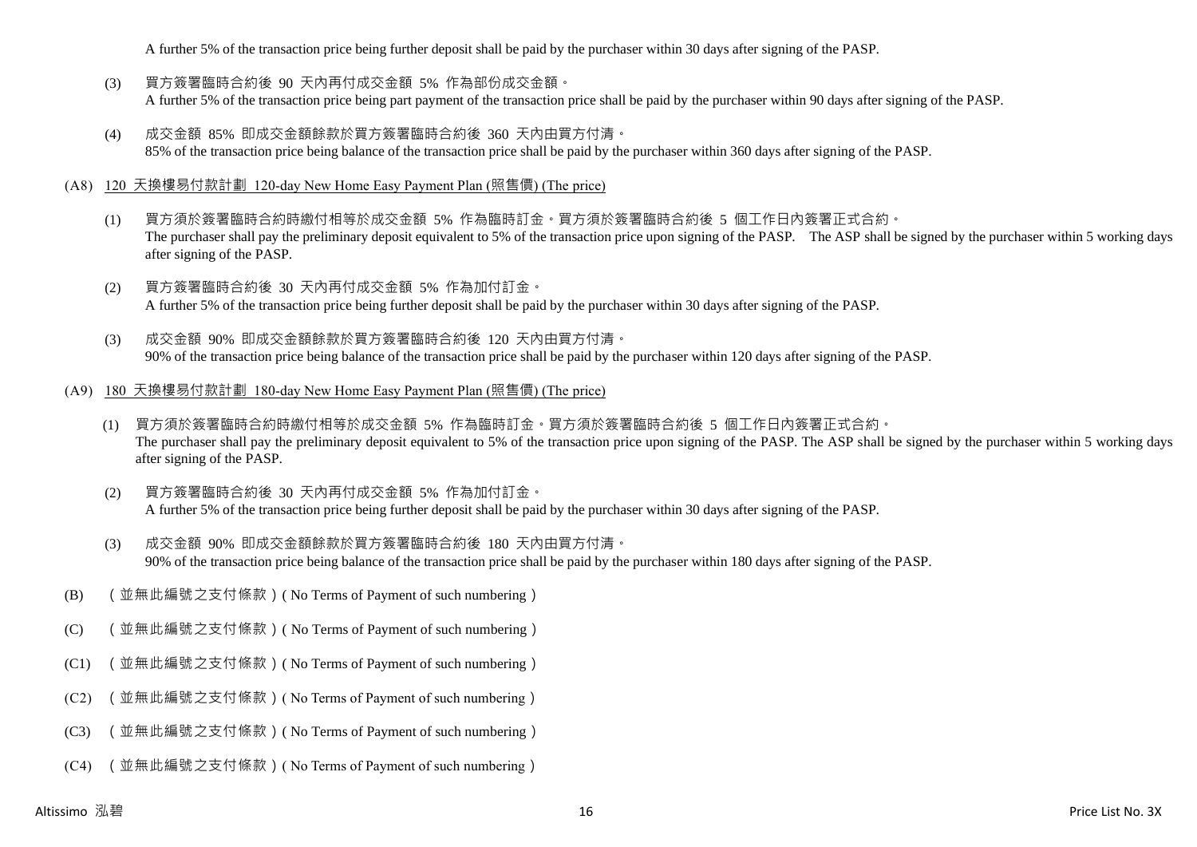A further 5% of the transaction price being further deposit shall be paid by the purchaser within 30 days after signing of the PASP.

(3) 買方簽署臨時合約後 90 天內再付成交金額 5% 作為部份成交金額。
A further 5% of the transaction price being part payment of the transaction price shall be paid by the purchaser within 90 days after signing of the PASP.

(4) 成交金額 85% 即成交金額餘款於買方簽署臨時合約後 360 天內由買方付清。
85% of the transaction price being balance of the transaction price shall be paid by the purchaser within 360 days after signing of the PASP.

(A8) 120 天換樓易付款計劃 120-day New Home Easy Payment Plan (照售價) (The price)

(1) 買方須於簽署臨時合約時繳付相等於成交金額 5% 作為臨時訂金。買方須於簽署臨時合約後 5 個工作日內簽署正式合約。
The purchaser shall pay the preliminary deposit equivalent to 5% of the transaction price upon signing of the PASP. The ASP shall be signed by the purchaser within 5 working days after signing of the PASP.

(2) 買方簽署臨時合約後 30 天內再付成交金額 5% 作為加付訂金。
A further 5% of the transaction price being further deposit shall be paid by the purchaser within 30 days after signing of the PASP.

(3) 成交金額 90% 即成交金額餘款於買方簽署臨時合約後 120 天內由買方付清。
90% of the transaction price being balance of the transaction price shall be paid by the purchaser within 120 days after signing of the PASP.

(A9) 180 天換樓易付款計劃 180-day New Home Easy Payment Plan (照售價) (The price)

(1) 買方須於簽署臨時合約時繳付相等於成交金額 5% 作為臨時訂金。買方須於簽署臨時合約後 5 個工作日內簽署正式合約。
The purchaser shall pay the preliminary deposit equivalent to 5% of the transaction price upon signing of the PASP. The ASP shall be signed by the purchaser within 5 working days after signing of the PASP.

(2) 買方簽署臨時合約後 30 天內再付成交金額 5% 作為加付訂金。
A further 5% of the transaction price being further deposit shall be paid by the purchaser within 30 days after signing of the PASP.

(3) 成交金額 90% 即成交金額餘款於買方簽署臨時合約後 180 天內由買方付清。
90% of the transaction price being balance of the transaction price shall be paid by the purchaser within 180 days after signing of the PASP.

(B) （並無此編號之支付條款）( No Terms of Payment of such numbering )

(C) （並無此編號之支付條款）( No Terms of Payment of such numbering )

(C1) （並無此編號之支付條款）( No Terms of Payment of such numbering )

(C2) （並無此編號之支付條款）( No Terms of Payment of such numbering )

(C3) （並無此編號之支付條款）( No Terms of Payment of such numbering )

(C4) （並無此編號之支付條款）( No Terms of Payment of such numbering )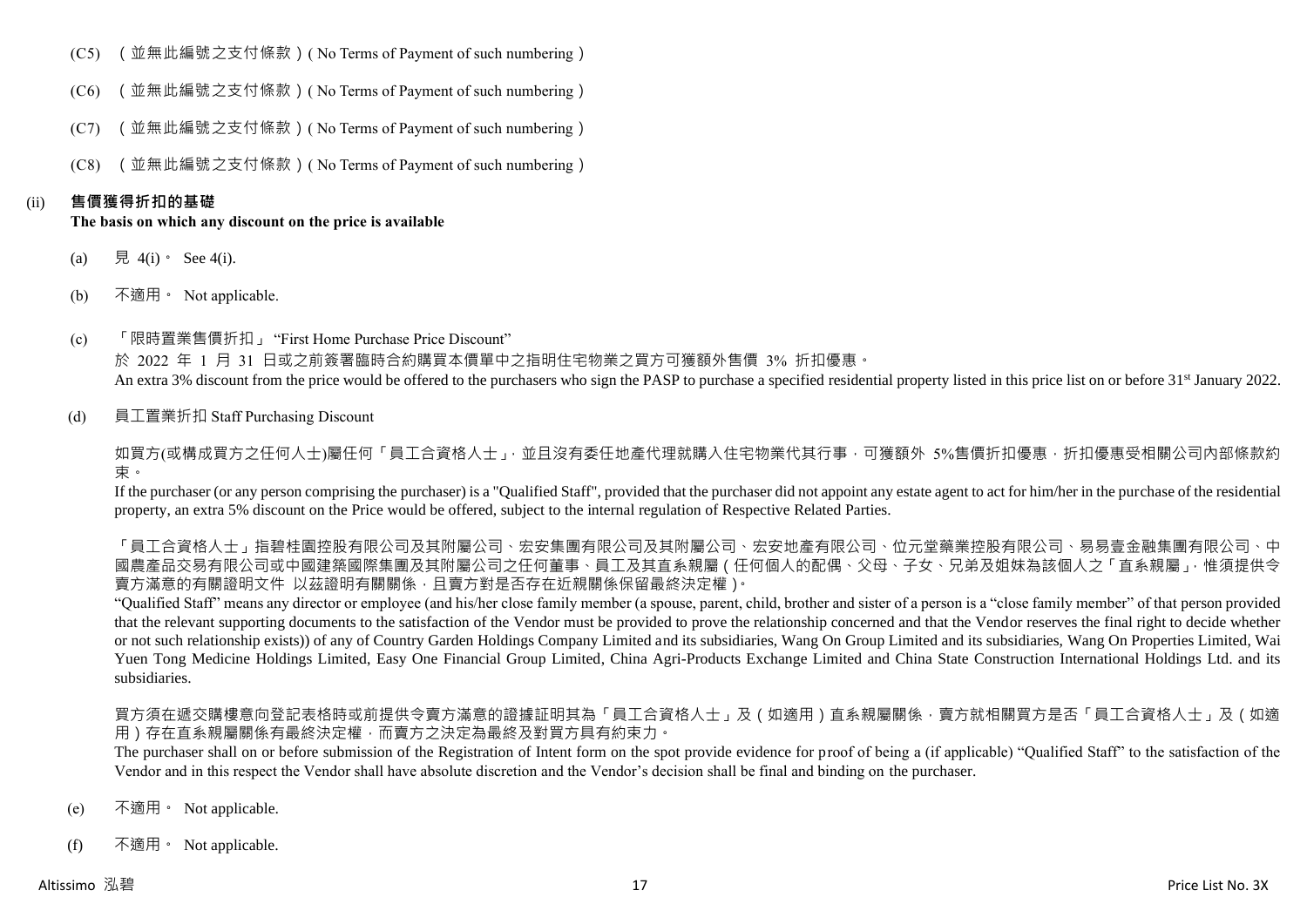(C5) （並無此編號之支付條款）( No Terms of Payment of such numbering )

(C6) （並無此編號之支付條款）( No Terms of Payment of such numbering )

(C7) （並無此編號之支付條款）( No Terms of Payment of such numbering )

(C8) （並無此編號之支付條款）( No Terms of Payment of such numbering )

(ii) **售價獲得折扣的基礎**
**The basis on which any discount on the price is available**

(a) 見 4(i)。 See 4(i).

(b) 不適用。 Not applicable.

(c) 「限時置業售價折扣」 "First Home Purchase Price Discount"

於 2022 年 1 月 31 日或之前簽署臨時合約購買本價單中之指明住宅物業之買方可獲額外售價 3% 折扣優惠。

An extra 3% discount from the price would be offered to the purchasers who sign the PASP to purchase a specified residential property listed in this price list on or before 31st January 2022.

(d) 員工置業折扣 Staff Purchasing Discount

如買方(或構成買方之任何人士)屬任何「員工合資格人士」，並且沒有委任地產代理就購入住宅物業代其行事，可獲額外 5%售價折扣優惠，折扣優惠受相關公司內部條款約束。

If the purchaser (or any person comprising the purchaser) is a "Qualified Staff", provided that the purchaser did not appoint any estate agent to act for him/her in the purchase of the residential property, an extra 5% discount on the Price would be offered, subject to the internal regulation of Respective Related Parties.

「員工合資格人士」指碧桂園控股有限公司及其附屬公司、宏安集團有限公司及其附屬公司、宏安地產有限公司、位元堂藥業控股有限公司、易易壹金融集團有限公司、中國農產品交易有限公司或中國建築國際集團及其附屬公司之任何董事、員工及其直系親屬（任何個人的配偶、父母、子女、兄弟及姐妹為該個人之「直系親屬」，惟須提供令賣方滿意的有關證明文件 以茲證明有關關係，且賣方對是否存在近親關係保留最終決定權）。

"Qualified Staff" means any director or employee (and his/her close family member (a spouse, parent, child, brother and sister of a person is a "close family member" of that person provided that the relevant supporting documents to the satisfaction of the Vendor must be provided to prove the relationship concerned and that the Vendor reserves the final right to decide whether or not such relationship exists)) of any of Country Garden Holdings Company Limited and its subsidiaries, Wang On Group Limited and its subsidiaries, Wang On Properties Limited, Wai Yuen Tong Medicine Holdings Limited, Easy One Financial Group Limited, China Agri-Products Exchange Limited and China State Construction International Holdings Ltd. and its subsidiaries.

買方須在遞交購樓意向登記表格時或前提供令賣方滿意的證據証明其為「員工合資格人士」及（如適用）直系親屬關係，賣方就相關買方是否「員工合資格人士」及（如適用）存在直系親屬關係有最終決定權，而賣方之決定為最終及對買方具有約束力。

The purchaser shall on or before submission of the Registration of Intent form on the spot provide evidence for proof of being a (if applicable) "Qualified Staff" to the satisfaction of the Vendor and in this respect the Vendor shall have absolute discretion and the Vendor's decision shall be final and binding on the purchaser.

(e) 不適用。 Not applicable.

(f) 不適用。 Not applicable.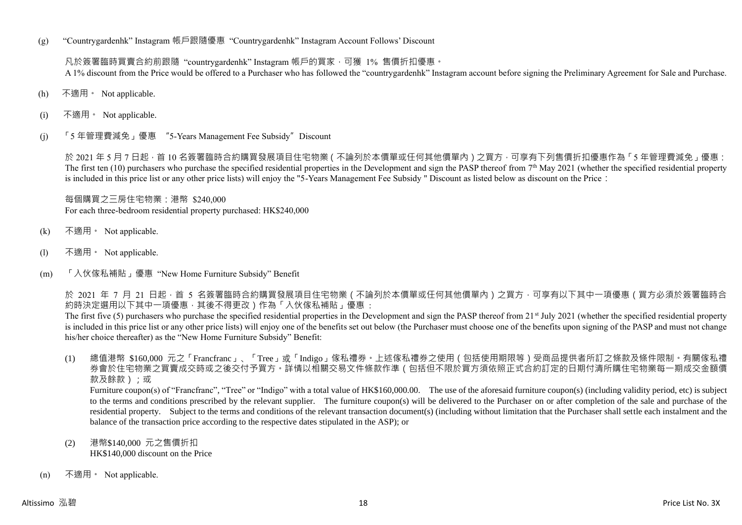(g) "Countrygardenhk" Instagram 帳戶跟隨優惠 "Countrygardenhk" Instagram Account Follows' Discount

凡於簽署臨時買賣合約前跟隨 "countrygardenhk" Instagram 帳戶的買家，可獲 1% 售價折扣優惠。
A 1% discount from the Price would be offered to a Purchaser who has followed the "countrygardenhk" Instagram account before signing the Preliminary Agreement for Sale and Purchase.

(h) 不適用。 Not applicable.

(i) 不適用。 Not applicable.

(j) 「5 年管理費減免」優惠 "5-Years Management Fee Subsidy" Discount

於 2021 年 5 月 7 日起，首 10 名簽署臨時合約購買發展項目住宅物業（不論列於本價單或任何其他價單內）之買方，可享有下列售價折扣優惠作為「5 年管理費減免」優惠：
The first ten (10) purchasers who purchase the specified residential properties in the Development and sign the PASP thereof from 7th May 2021 (whether the specified residential property is included in this price list or any other price lists) will enjoy the "5-Years Management Fee Subsidy " Discount as listed below as discount on the Price：

每個購買之三房住宅物業：港幣 $240,000
For each three-bedroom residential property purchased: HK$240,000

(k) 不適用。 Not applicable.

(l) 不適用。 Not applicable.

(m) 「入伙傢私補貼」優惠 "New Home Furniture Subsidy" Benefit

於 2021 年 7 月 21 日起，首 5 名簽署臨時合約購買發展項目住宅物業（不論列於本價單或任何其他價單內）之買方，可享有以下其中一項優惠（買方必須於簽署臨時合約時決定選用以下其中一項優惠，其後不得更改）作為「入伙傢私補貼」優惠：
The first five (5) purchasers who purchase the specified residential properties in the Development and sign the PASP thereof from 21st July 2021 (whether the specified residential property is included in this price list or any other price lists) will enjoy one of the benefits set out below (the Purchaser must choose one of the benefits upon signing of the PASP and must not change his/her choice thereafter) as the "New Home Furniture Subsidy" Benefit:

(1) 總值港幣 $160,000 元之「Francfranc」、「Tree」或「Indigo」傢私禮券。上述傢私禮券之使用（包括使用期限等）受商品提供者所訂之條款及條件限制。有關傢私禮券會於住宅物業之買賣成交時或之後交付予買方。詳情以相關交易文件條款作準（包括但不限於買方須依照正式合約訂定的日期付清所購住宅物業每一期成交金額價款及餘款）；或
Furniture coupon(s) of "Francfranc", "Tree" or "Indigo" with a total value of HK$160,000.00. The use of the aforesaid furniture coupon(s) (including validity period, etc) is subject to the terms and conditions prescribed by the relevant supplier. The furniture coupon(s) will be delivered to the Purchaser on or after completion of the sale and purchase of the residential property. Subject to the terms and conditions of the relevant transaction document(s) (including without limitation that the Purchaser shall settle each instalment and the balance of the transaction price according to the respective dates stipulated in the ASP); or

(2) 港幣$140,000 元之售價折扣
HK$140,000 discount on the Price

(n) 不適用。 Not applicable.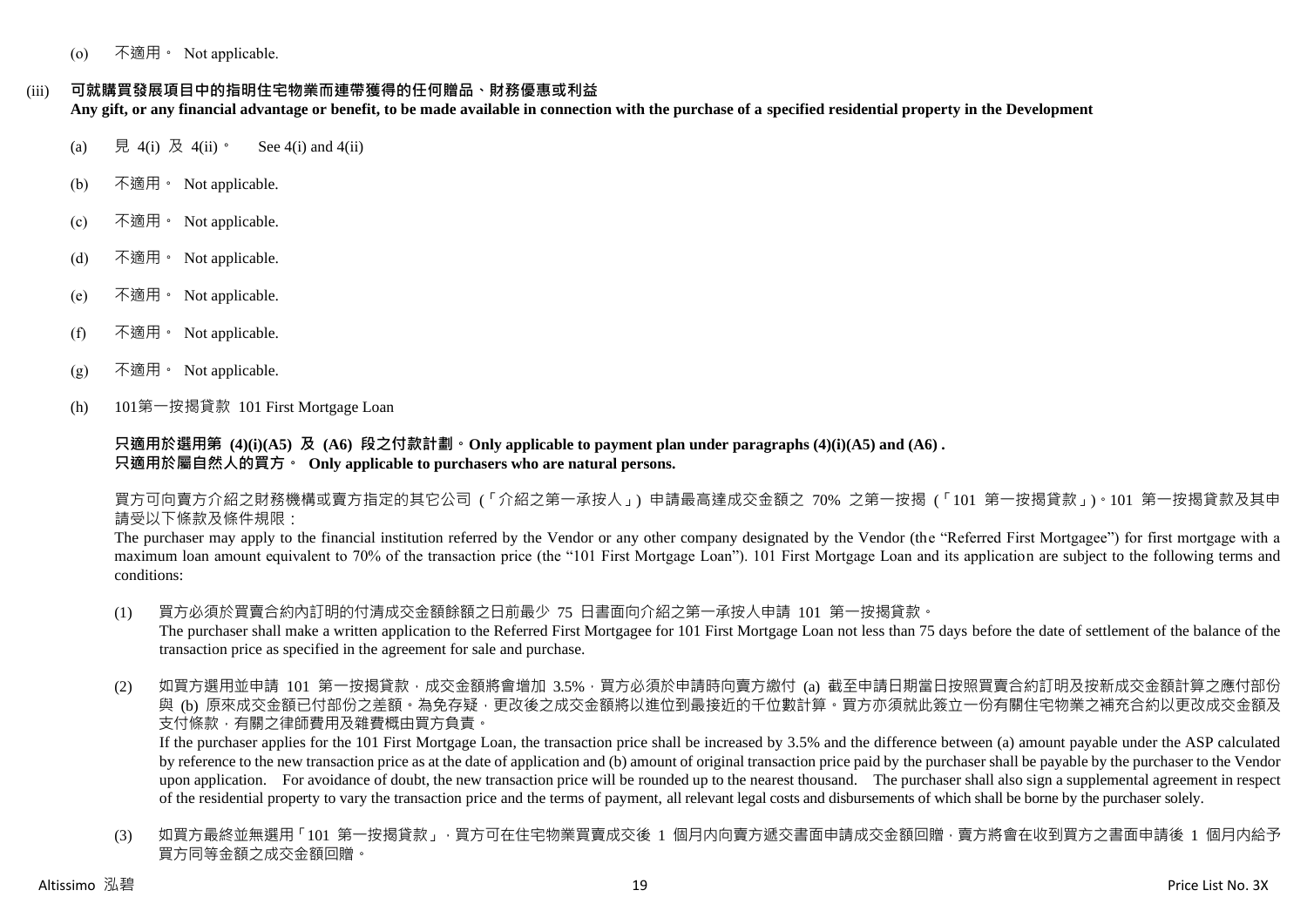(o) 不適用。 Not applicable.

(iii) **可就購買發展項目中的指明住宅物業而連帶獲得的任何贈品、財務優惠或利益**
**Any gift, or any financial advantage or benefit, to be made available in connection with the purchase of a specified residential property in the Development**

(a) 見 4(i) 及 4(ii)。 See 4(i) and 4(ii)

(b) 不適用。 Not applicable.

(c) 不適用。 Not applicable.

(d) 不適用。 Not applicable.

(e) 不適用。 Not applicable.

(f) 不適用。 Not applicable.

(g) 不適用。 Not applicable.

(h) 101第一按揭貸款 101 First Mortgage Loan

**只適用於選用第 (4)(i)(A5) 及 (A6) 段之付款計劃。Only applicable to payment plan under paragraphs (4)(i)(A5) and (A6) .**
**只適用於屬自然人的買方。 Only applicable to purchasers who are natural persons.**

買方可向賣方介紹之財務機構或賣方指定的其它公司 (「介紹之第一承按人」) 申請最高達成交金額之 70% 之第一按揭 (「101 第一按揭貸款」)。101 第一按揭貸款及其申請受以下條款及條件規限：

The purchaser may apply to the financial institution referred by the Vendor or any other company designated by the Vendor (the "Referred First Mortgagee") for first mortgage with a maximum loan amount equivalent to 70% of the transaction price (the "101 First Mortgage Loan"). 101 First Mortgage Loan and its application are subject to the following terms and conditions:

(1) 買方必須於買賣合約內訂明的付清成交金額餘額之日前最少 75 日書面向介紹之第一承按人申請 101 第一按揭貸款。
The purchaser shall make a written application to the Referred First Mortgagee for 101 First Mortgage Loan not less than 75 days before the date of settlement of the balance of the transaction price as specified in the agreement for sale and purchase.

(2) 如買方選用並申請 101 第一按揭貸款，成交金額將會增加 3.5%，買方必須於申請時向賣方繳付 (a) 截至申請日期當日按照買賣合約訂明及按新成交金額計算之應付部份與 (b) 原來成交金額已付部份之差額。為免存疑，更改後之成交金額將以進位到最接近的千位數計算。買方亦須就此簽立一份有關住宅物業之補充合約以更改成交金額及支付條款，有關之律師費用及雜費概由買方負責。
If the purchaser applies for the 101 First Mortgage Loan, the transaction price shall be increased by 3.5% and the difference between (a) amount payable under the ASP calculated by reference to the new transaction price as at the date of application and (b) amount of original transaction price paid by the purchaser shall be payable by the purchaser to the Vendor upon application. For avoidance of doubt, the new transaction price will be rounded up to the nearest thousand. The purchaser shall also sign a supplemental agreement in respect of the residential property to vary the transaction price and the terms of payment, all relevant legal costs and disbursements of which shall be borne by the purchaser solely.

(3) 如買方最終並無選用「101 第一按揭貸款」，買方可在住宅物業買賣成交後 1 個月內向賣方遞交書面申請成交金額回贈，賣方將會在收到買方之書面申請後 1 個月內給予買方同等金額之成交金額回贈。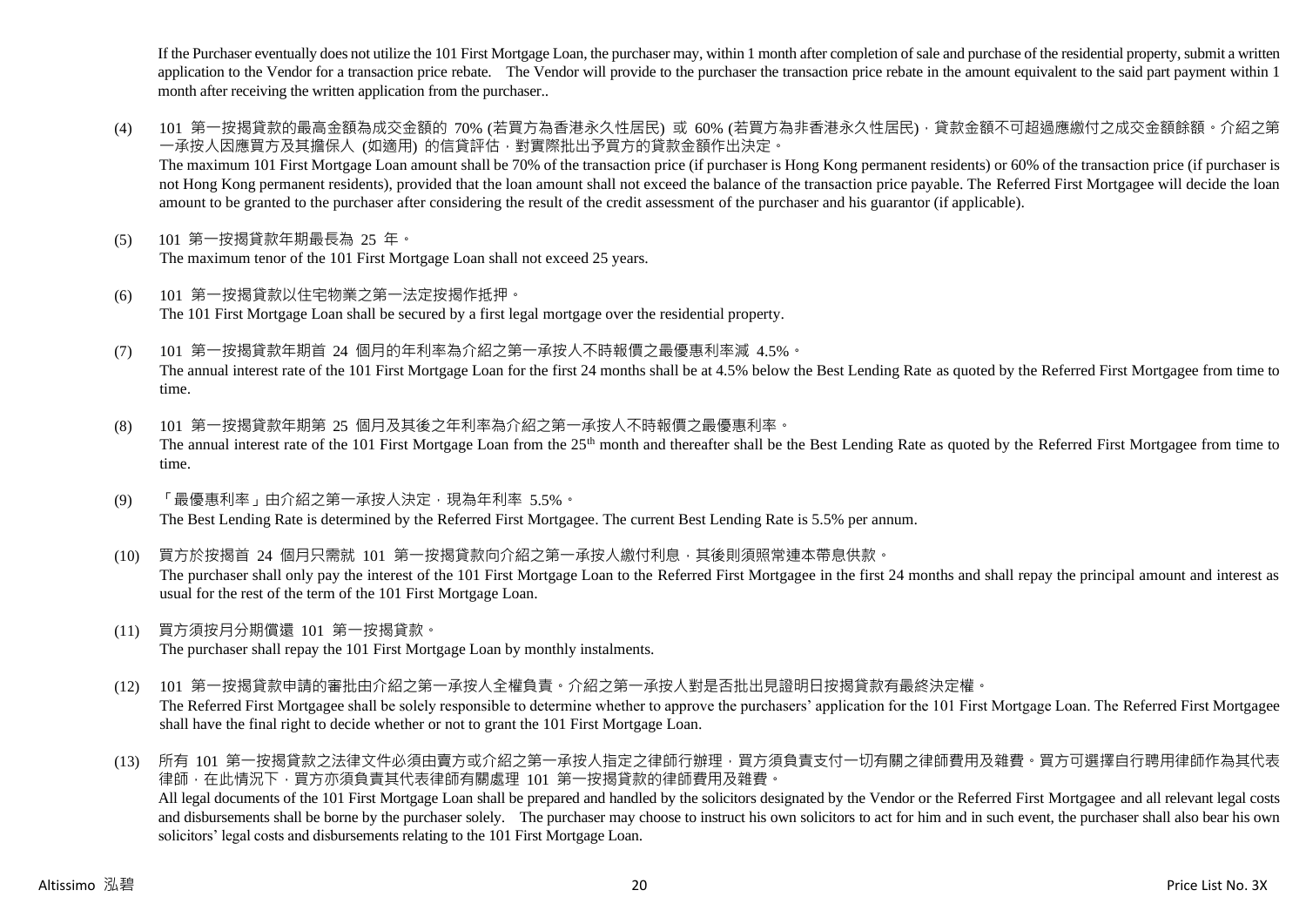If the Purchaser eventually does not utilize the 101 First Mortgage Loan, the purchaser may, within 1 month after completion of sale and purchase of the residential property, submit a written application to the Vendor for a transaction price rebate. The Vendor will provide to the purchaser the transaction price rebate in the amount equivalent to the said part payment within 1 month after receiving the written application from the purchaser..

(4) 101 第一按揭貸款的最高金額為成交金額的 70% (若買方為香港永久性居民) 或 60% (若買方為非香港永久性居民)，貸款金額不可超過應繳付之成交金額餘額。介紹之第一承按人因應買方及其擔保人 (如適用) 的信貸評估，對實際批出予買方的貸款金額作出決定。
The maximum 101 First Mortgage Loan amount shall be 70% of the transaction price (if purchaser is Hong Kong permanent residents) or 60% of the transaction price (if purchaser is not Hong Kong permanent residents), provided that the loan amount shall not exceed the balance of the transaction price payable. The Referred First Mortgagee will decide the loan amount to be granted to the purchaser after considering the result of the credit assessment of the purchaser and his guarantor (if applicable).

(5) 101 第一按揭貸款年期最長為 25 年。
The maximum tenor of the 101 First Mortgage Loan shall not exceed 25 years.

(6) 101 第一按揭貸款以住宅物業之第一法定按揭作抵押。
The 101 First Mortgage Loan shall be secured by a first legal mortgage over the residential property.

(7) 101 第一按揭貸款年期首 24 個月的年利率為介紹之第一承按人不時報價之最優惠利率減 4.5%。
The annual interest rate of the 101 First Mortgage Loan for the first 24 months shall be at 4.5% below the Best Lending Rate as quoted by the Referred First Mortgagee from time to time.

(8) 101 第一按揭貸款年期第 25 個月及其後之年利率為介紹之第一承按人不時報價之最優惠利率。
The annual interest rate of the 101 First Mortgage Loan from the 25th month and thereafter shall be the Best Lending Rate as quoted by the Referred First Mortgagee from time to time.

(9) 「最優惠利率」由介紹之第一承按人決定，現為年利率 5.5%。
The Best Lending Rate is determined by the Referred First Mortgagee. The current Best Lending Rate is 5.5% per annum.

(10) 買方於按揭首 24 個月只需就 101 第一按揭貸款向介紹之第一承按人繳付利息，其後則須照常連本帶息供款。
The purchaser shall only pay the interest of the 101 First Mortgage Loan to the Referred First Mortgagee in the first 24 months and shall repay the principal amount and interest as usual for the rest of the term of the 101 First Mortgage Loan.

(11) 買方須按月分期償還 101 第一按揭貸款。
The purchaser shall repay the 101 First Mortgage Loan by monthly instalments.

(12) 101 第一按揭貸款申請的審批由介紹之第一承按人全權負責。介紹之第一承按人對是否批出見證明日按揭貸款有最終決定權。
The Referred First Mortgagee shall be solely responsible to determine whether to approve the purchasers' application for the 101 First Mortgage Loan. The Referred First Mortgagee shall have the final right to decide whether or not to grant the 101 First Mortgage Loan.

(13) 所有 101 第一按揭貸款之法律文件必須由賣方或介紹之第一承按人指定之律師行辦理，買方須負責支付一切有關之律師費用及雜費。買方可選擇自行聘用律師作為其代表律師，在此情況下，買方亦須負責其代表律師有關處理 101 第一按揭貸款的律師費用及雜費。
All legal documents of the 101 First Mortgage Loan shall be prepared and handled by the solicitors designated by the Vendor or the Referred First Mortgagee and all relevant legal costs and disbursements shall be borne by the purchaser solely. The purchaser may choose to instruct his own solicitors to act for him and in such event, the purchaser shall also bear his own solicitors' legal costs and disbursements relating to the 101 First Mortgage Loan.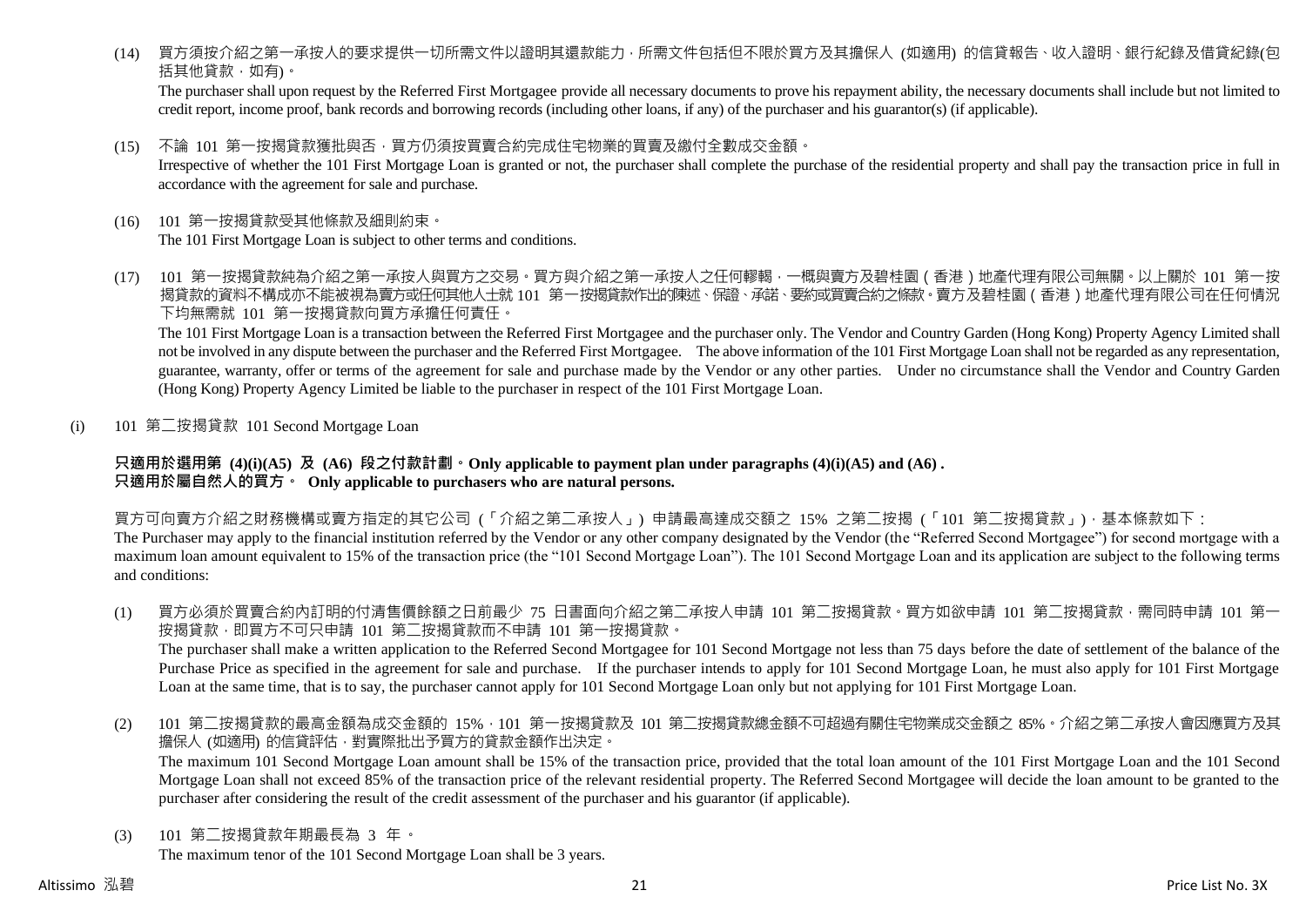(14) 買方須按介紹之第一承按人的要求提供一切所需文件以證明其還款能力，所需文件包括但不限於買方及其擔保人 (如適用) 的信貸報告、收入證明、銀行紀錄及借貸紀錄(包括其他貸款，如有)。
The purchaser shall upon request by the Referred First Mortgagee provide all necessary documents to prove his repayment ability, the necessary documents shall include but not limited to credit report, income proof, bank records and borrowing records (including other loans, if any) of the purchaser and his guarantor(s) (if applicable).

(15) 不論 101 第一按揭貸款獲批與否，買方仍須按買賣合約完成住宅物業的買賣及繳付全數成交金額。
Irrespective of whether the 101 First Mortgage Loan is granted or not, the purchaser shall complete the purchase of the residential property and shall pay the transaction price in full in accordance with the agreement for sale and purchase.

(16) 101 第一按揭貸款受其他條款及細則約束。
The 101 First Mortgage Loan is subject to other terms and conditions.

(17) 101 第一按揭貸款純為介紹之第一承按人與買方之交易。買方與介紹之第一承按人之任何轇轕，一概與賣方及碧桂園（香港）地產代理有限公司無關。以上關於 101 第一按揭貸款的資料不構成亦不能被視為賣方或任何其他人士就 101 第一按揭貸款作出的陳述、保證、承諾、要約或買賣合約之條款。賣方及碧桂園（香港）地產代理有限公司在任何情況下均無需就 101 第一按揭貸款向買方承擔任何責任。
The 101 First Mortgage Loan is a transaction between the Referred First Mortgagee and the purchaser only. The Vendor and Country Garden (Hong Kong) Property Agency Limited shall not be involved in any dispute between the purchaser and the Referred First Mortgagee. The above information of the 101 First Mortgage Loan shall not be regarded as any representation, guarantee, warranty, offer or terms of the agreement for sale and purchase made by the Vendor or any other parties. Under no circumstance shall the Vendor and Country Garden (Hong Kong) Property Agency Limited be liable to the purchaser in respect of the 101 First Mortgage Loan.

(i) 101 第二按揭貸款 101 Second Mortgage Loan

**只適用於選用第 (4)(i)(A5) 及 (A6) 段之付款計劃。Only applicable to payment plan under paragraphs (4)(i)(A5) and (A6) .**
**只適用於屬自然人的買方。 Only applicable to purchasers who are natural persons.**

買方可向賣方介紹之財務機構或賣方指定的其它公司（「介紹之第二承按人」）申請最高達成交額之 15% 之第二按揭（「101 第二按揭貸款」），基本條款如下：
The Purchaser may apply to the financial institution referred by the Vendor or any other company designated by the Vendor (the "Referred Second Mortgagee") for second mortgage with a maximum loan amount equivalent to 15% of the transaction price (the "101 Second Mortgage Loan"). The 101 Second Mortgage Loan and its application are subject to the following terms and conditions:

(1) 買方必須於買賣合約內訂明的付清售價餘額之日前最少 75 日書面向介紹之第二承按人申請 101 第二按揭貸款。買方如欲申請 101 第二按揭貸款，需同時申請 101 第一按揭貸款，即買方不可只申請 101 第二按揭貸款而不申請 101 第一按揭貸款。
The purchaser shall make a written application to the Referred Second Mortgagee for 101 Second Mortgage not less than 75 days before the date of settlement of the balance of the Purchase Price as specified in the agreement for sale and purchase. If the purchaser intends to apply for 101 Second Mortgage Loan, he must also apply for 101 First Mortgage Loan at the same time, that is to say, the purchaser cannot apply for 101 Second Mortgage Loan only but not applying for 101 First Mortgage Loan.

(2) 101 第二按揭貸款的最高金額為成交金額的 15%，101 第一按揭貸款及 101 第二按揭貸款總金額不可超過有關住宅物業成交金額之 85%。介紹之第二承按人會因應買方及其擔保人 (如適用) 的信貸評估，對實際批出予買方的貸款金額作出決定。
The maximum 101 Second Mortgage Loan amount shall be 15% of the transaction price, provided that the total loan amount of the 101 First Mortgage Loan and the 101 Second Mortgage Loan shall not exceed 85% of the transaction price of the relevant residential property. The Referred Second Mortgagee will decide the loan amount to be granted to the purchaser after considering the result of the credit assessment of the purchaser and his guarantor (if applicable).

(3) 101 第二按揭貸款年期最長為 3 年。
The maximum tenor of the 101 Second Mortgage Loan shall be 3 years.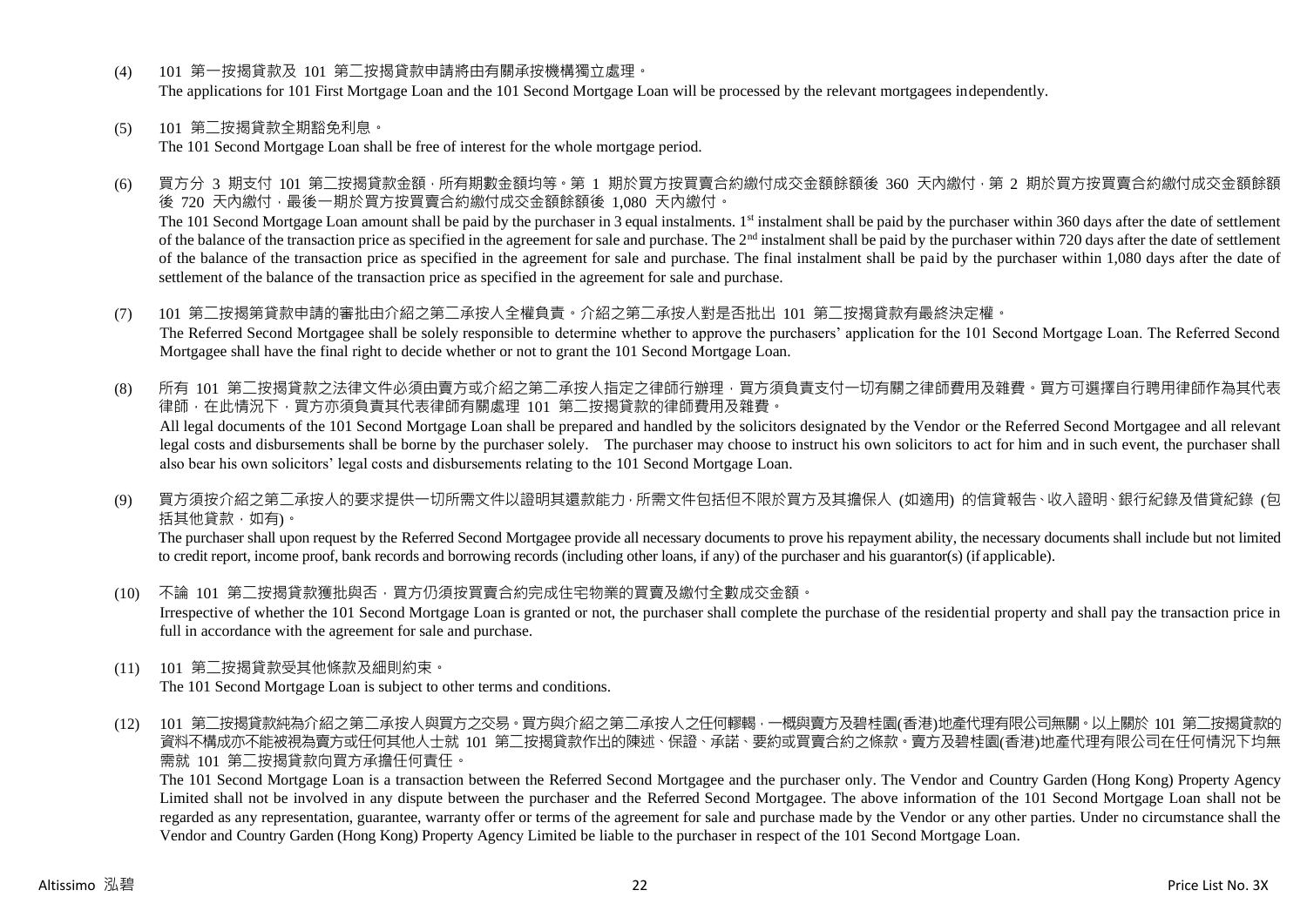(4) 101 第一按揭貸款及 101 第二按揭貸款申請將由有關承按機構獨立處理。
The applications for 101 First Mortgage Loan and the 101 Second Mortgage Loan will be processed by the relevant mortgagees independently.

(5) 101 第二按揭貸款全期豁免利息。
The 101 Second Mortgage Loan shall be free of interest for the whole mortgage period.

(6) 買方分 3 期支付 101 第二按揭貸款金額，所有期數金額均等。第 1 期於買方按買賣合約繳付成交金額餘額後 360 天內繳付，第 2 期於買方按買賣合約繳付成交金額餘額後 720 天內繳付，最後一期於買方按買賣合約繳付成交金額餘額後 1,080 天內繳付。
The 101 Second Mortgage Loan amount shall be paid by the purchaser in 3 equal instalments. 1st instalment shall be paid by the purchaser within 360 days after the date of settlement of the balance of the transaction price as specified in the agreement for sale and purchase. The 2nd instalment shall be paid by the purchaser within 720 days after the date of settlement of the balance of the transaction price as specified in the agreement for sale and purchase. The final instalment shall be paid by the purchaser within 1,080 days after the date of settlement of the balance of the transaction price as specified in the agreement for sale and purchase.

(7) 101 第二按揭第貸款申請的審批由介紹之第二承按人全權負責。介紹之第二承按人對是否批出 101 第二按揭貸款有最終決定權。
The Referred Second Mortgagee shall be solely responsible to determine whether to approve the purchasers' application for the 101 Second Mortgage Loan. The Referred Second Mortgagee shall have the final right to decide whether or not to grant the 101 Second Mortgage Loan.

(8) 所有 101 第二按揭貸款之法律文件必須由賣方或介紹之第二承按人指定之律師行辦理，買方須負責支付一切有關之律師費用及雜費。買方可選擇自行聘用律師作為其代表律師，在此情況下，買方亦須負責其代表律師有關處理 101 第二按揭貸款的律師費用及雜費。
All legal documents of the 101 Second Mortgage Loan shall be prepared and handled by the solicitors designated by the Vendor or the Referred Second Mortgagee and all relevant legal costs and disbursements shall be borne by the purchaser solely. The purchaser may choose to instruct his own solicitors to act for him and in such event, the purchaser shall also bear his own solicitors' legal costs and disbursements relating to the 101 Second Mortgage Loan.

(9) 買方須按介紹之第二承按人的要求提供一切所需文件以證明其還款能力，所需文件包括但不限於買方及其擔保人 (如適用) 的信貸報告、收入證明、銀行紀錄及借貸紀錄 (包括其他貸款，如有)。
The purchaser shall upon request by the Referred Second Mortgagee provide all necessary documents to prove his repayment ability, the necessary documents shall include but not limited to credit report, income proof, bank records and borrowing records (including other loans, if any) of the purchaser and his guarantor(s) (if applicable).

(10) 不論 101 第二按揭貸款獲批與否，買方仍須按買賣合約完成住宅物業的買賣及繳付全數成交金額。
Irrespective of whether the 101 Second Mortgage Loan is granted or not, the purchaser shall complete the purchase of the residential property and shall pay the transaction price in full in accordance with the agreement for sale and purchase.

(11) 101 第二按揭貸款受其他條款及細則約束。
The 101 Second Mortgage Loan is subject to other terms and conditions.

(12) 101 第二按揭貸款純為介紹之第二承按人與買方之交易。買方與介紹之第二承按人之任何轇輵，一概與賣方及碧桂園(香港)地產代理有限公司無關。以上關於 101 第二按揭貸款的資料不構成亦不能被視為賣方或任何其他人士就 101 第二按揭貸款作出的陳述、保證、承諾、要約或買賣合約之條款。賣方及碧桂園(香港)地產代理有限公司在任何情況下均無需就 101 第二按揭貸款向買方承擔任何責任。
The 101 Second Mortgage Loan is a transaction between the Referred Second Mortgagee and the purchaser only. The Vendor and Country Garden (Hong Kong) Property Agency Limited shall not be involved in any dispute between the purchaser and the Referred Second Mortgagee. The above information of the 101 Second Mortgage Loan shall not be regarded as any representation, guarantee, warranty offer or terms of the agreement for sale and purchase made by the Vendor or any other parties. Under no circumstance shall the Vendor and Country Garden (Hong Kong) Property Agency Limited be liable to the purchaser in respect of the 101 Second Mortgage Loan.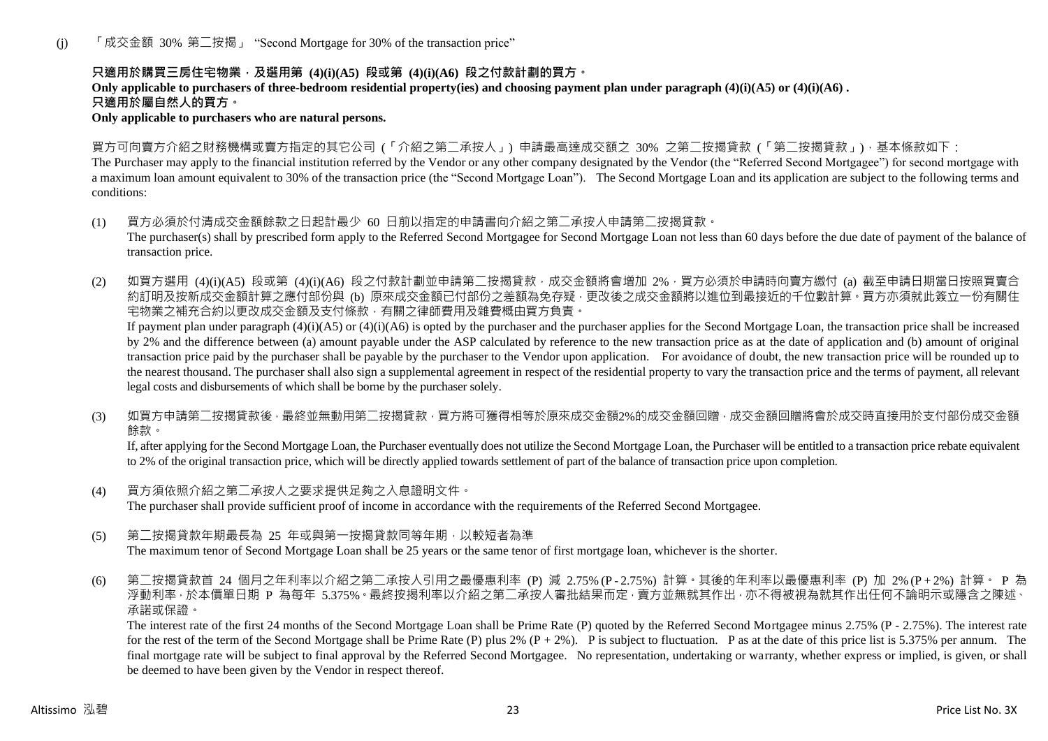(j) 「成交金額 30% 第二按揭」 "Second Mortgage for 30% of the transaction price"

**只適用於購買三房住宅物業，及選用第 (4)(i)(A5) 段或第 (4)(i)(A6) 段之付款計劃的買方。**
**Only applicable to purchasers of three-bedroom residential property(ies) and choosing payment plan under paragraph (4)(i)(A5) or (4)(i)(A6) .**
**只適用於屬自然人的買方。**
**Only applicable to purchasers who are natural persons.**

買方可向賣方介紹之財務機構或賣方指定的其它公司 (「介紹之第二承按人」) 申請最高達成交額之 30% 之第二按揭貸款 (「第二按揭貸款」)，基本條款如下：
The Purchaser may apply to the financial institution referred by the Vendor or any other company designated by the Vendor (the "Referred Second Mortgagee") for second mortgage with a maximum loan amount equivalent to 30% of the transaction price (the "Second Mortgage Loan"). The Second Mortgage Loan and its application are subject to the following terms and conditions:

(1) 買方必須於付清成交金額餘款之日起計最少 60 日前以指定的申請書向介紹之第二承按人申請第二按揭貸款。
The purchaser(s) shall by prescribed form apply to the Referred Second Mortgagee for Second Mortgage Loan not less than 60 days before the due date of payment of the balance of transaction price.

(2) 如買方選用 (4)(i)(A5) 段或第 (4)(i)(A6) 段之付款計劃並申請第二按揭貸款，成交金額將會增加 2%，買方必須於申請時向賣方繳付 (a) 截至申請日期當日按照買賣合約訂明及按新成交金額計算之應付部份與 (b) 原來成交金額已付部份之差額為免存疑，更改後之成交金額將以進位到最接近的千位數計算。買方亦須就此簽立一份有關住宅物業之補充合約以更改成交金額及支付條款，有關之律師費用及雜費概由買方負責。
If payment plan under paragraph (4)(i)(A5) or (4)(i)(A6) is opted by the purchaser and the purchaser applies for the Second Mortgage Loan, the transaction price shall be increased by 2% and the difference between (a) amount payable under the ASP calculated by reference to the new transaction price as at the date of application and (b) amount of original transaction price paid by the purchaser shall be payable by the purchaser to the Vendor upon application. For avoidance of doubt, the new transaction price will be rounded up to the nearest thousand. The purchaser shall also sign a supplemental agreement in respect of the residential property to vary the transaction price and the terms of payment, all relevant legal costs and disbursements of which shall be borne by the purchaser solely.

(3) 如買方申請第二按揭貸款後，最終並無動用第二按揭貸款，買方將可獲得相等於原來成交金額2%的成交金額回贈，成交金額回贈將會於成交時直接用於支付部份成交金額餘款。
If, after applying for the Second Mortgage Loan, the Purchaser eventually does not utilize the Second Mortgage Loan, the Purchaser will be entitled to a transaction price rebate equivalent to 2% of the original transaction price, which will be directly applied towards settlement of part of the balance of transaction price upon completion.

(4) 買方須依照介紹之第二承按人之要求提供足夠之入息證明文件。
The purchaser shall provide sufficient proof of income in accordance with the requirements of the Referred Second Mortgagee.

(5) 第二按揭貸款年期最長為 25 年或與第一按揭貸款同等年期，以較短者為準
The maximum tenor of Second Mortgage Loan shall be 25 years or the same tenor of first mortgage loan, whichever is the shorter.

(6) 第二按揭貸款首 24 個月之年利率以介紹之第二承按人引用之最優惠利率 (P) 減 2.75% (P - 2.75%) 計算。其後的年利率以最優惠利率 (P) 加 2% (P + 2%) 計算。 P 為浮動利率，於本價單日期 P 為每年 5.375%。最終按揭利率以介紹之第二承按人審批結果而定，賣方並無就其作出，亦不得被視為就其作出任何不論明示或隱含之陳述、承諾或保證。
The interest rate of the first 24 months of the Second Mortgage Loan shall be Prime Rate (P) quoted by the Referred Second Mortgagee minus 2.75% (P - 2.75%). The interest rate for the rest of the term of the Second Mortgage shall be Prime Rate (P) plus 2% (P + 2%). P is subject to fluctuation. P as at the date of this price list is 5.375% per annum. The final mortgage rate will be subject to final approval by the Referred Second Mortgagee. No representation, undertaking or warranty, whether express or implied, is given, or shall be deemed to have been given by the Vendor in respect thereof.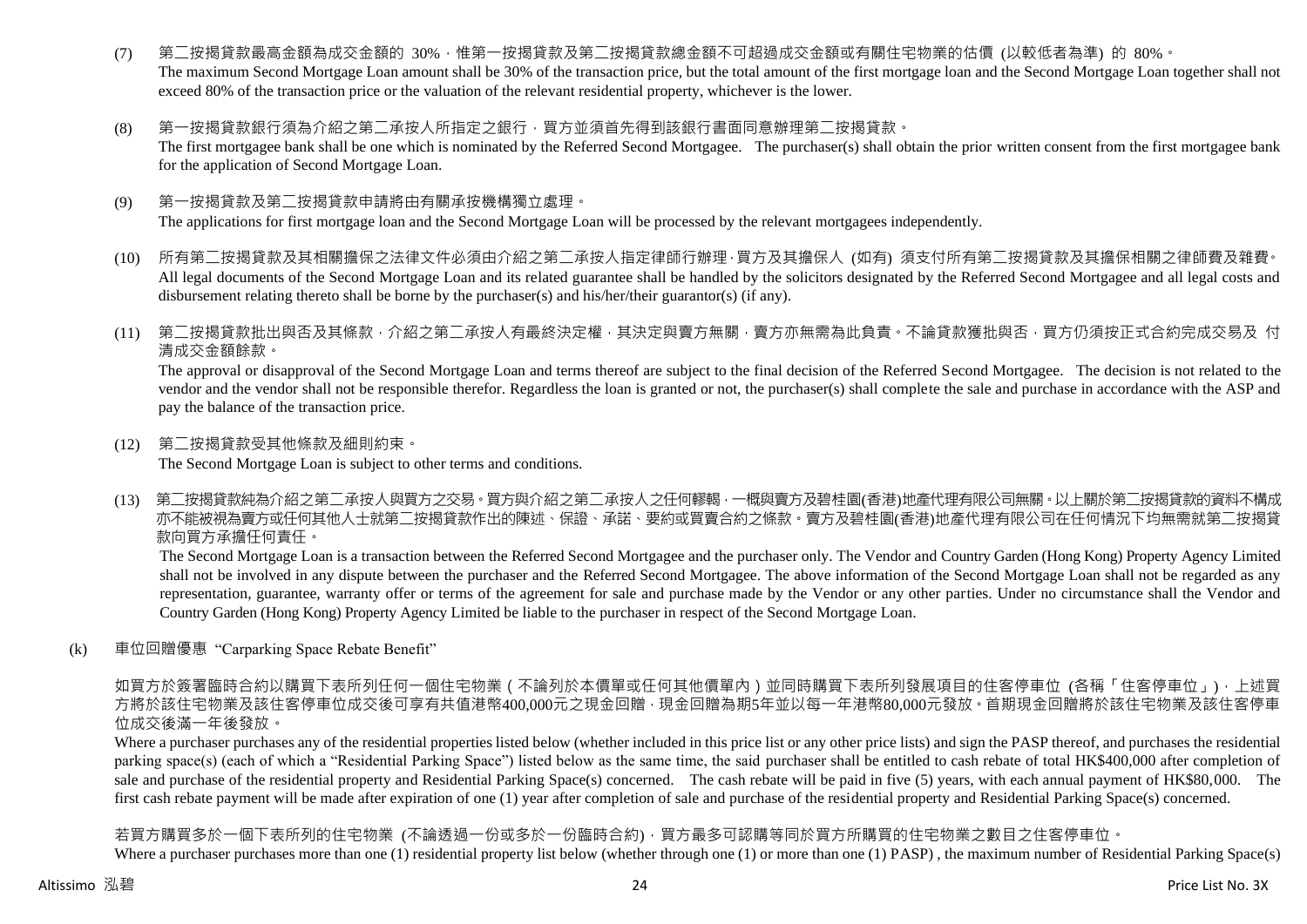(7) 第二按揭貸款最高金額為成交金額的 30%，惟第一按揭貸款及第二按揭貸款總金額不可超過成交金額或有關住宅物業的估價 (以較低者為準) 的 80%。
The maximum Second Mortgage Loan amount shall be 30% of the transaction price, but the total amount of the first mortgage loan and the Second Mortgage Loan together shall not exceed 80% of the transaction price or the valuation of the relevant residential property, whichever is the lower.

(8) 第一按揭貸款銀行須為介紹之第二承按人所指定之銀行，買方並須首先得到該銀行書面同意辦理第二按揭貸款。
The first mortgagee bank shall be one which is nominated by the Referred Second Mortgagee. The purchaser(s) shall obtain the prior written consent from the first mortgagee bank for the application of Second Mortgage Loan.

(9) 第一按揭貸款及第二按揭貸款申請將由有關承按機構獨立處理。
The applications for first mortgage loan and the Second Mortgage Loan will be processed by the relevant mortgagees independently.

(10) 所有第二按揭貸款及其相關擔保之法律文件必須由介紹之第二承按人指定律師行辦理，買方及其擔保人 (如有) 須支付所有第二按揭貸款及其擔保相關之律師費及雜費。
All legal documents of the Second Mortgage Loan and its related guarantee shall be handled by the solicitors designated by the Referred Second Mortgagee and all legal costs and disbursement relating thereto shall be borne by the purchaser(s) and his/her/their guarantor(s) (if any).

(11) 第二按揭貸款批出與否及其條款，介紹之第二承按人有最終決定權，其決定與賣方無關，賣方亦無需為此負責。不論貸款獲批與否，買方仍須按正式合約完成交易及 付清成交金額餘款。
The approval or disapproval of the Second Mortgage Loan and terms thereof are subject to the final decision of the Referred Second Mortgagee. The decision is not related to the vendor and the vendor shall not be responsible therefor. Regardless the loan is granted or not, the purchaser(s) shall complete the sale and purchase in accordance with the ASP and pay the balance of the transaction price.

(12) 第二按揭貸款受其他條款及細則約束。
The Second Mortgage Loan is subject to other terms and conditions.

(13) 第二按揭貸款純為介紹之第二承按人與買方之交易。買方與介紹之第二承按人之任何轇輵，一概與賣方及碧桂園(香港)地產代理有限公司無關。以上關於第二按揭貸款的資料不構成亦不能被視為賣方或任何其他人士就第二按揭貸款作出的陳述、保證、承諾、要約或買賣合約之條款。賣方及碧桂園(香港)地產代理有限公司在任何情況下均無需就第二按揭貸款向買方承擔任何責任。
The Second Mortgage Loan is a transaction between the Referred Second Mortgagee and the purchaser only. The Vendor and Country Garden (Hong Kong) Property Agency Limited shall not be involved in any dispute between the purchaser and the Referred Second Mortgagee. The above information of the Second Mortgage Loan shall not be regarded as any representation, guarantee, warranty offer or terms of the agreement for sale and purchase made by the Vendor or any other parties. Under no circumstance shall the Vendor and Country Garden (Hong Kong) Property Agency Limited be liable to the purchaser in respect of the Second Mortgage Loan.

(k) 車位回贈優惠 "Carparking Space Rebate Benefit"

如買方於簽署臨時合約以購買下表所列任何一個住宅物業（不論列於本價單或任何其他價單內）並同時購買下表所列發展項目的住客停車位 (各稱「住客停車位」)，上述買方將於該住宅物業及該住客停車位成交後可享有共值港幣400,000元之現金回贈，現金回贈為期5年並以每一年港幣80,000元發放。首期現金回贈將於該住宅物業及該住客停車位成交後滿一年後發放。

Where a purchaser purchases any of the residential properties listed below (whether included in this price list or any other price lists) and sign the PASP thereof, and purchases the residential parking space(s) (each of which a "Residential Parking Space") listed below as the same time, the said purchaser shall be entitled to cash rebate of total HK$400,000 after completion of sale and purchase of the residential property and Residential Parking Space(s) concerned. The cash rebate will be paid in five (5) years, with each annual payment of HK$80,000. The first cash rebate payment will be made after expiration of one (1) year after completion of sale and purchase of the residential property and Residential Parking Space(s) concerned.

若買方購買多於一個下表所列的住宅物業 (不論透過一份或多於一份臨時合約)，買方最多可認購等同於買方所購買的住宅物業之數目之住客停車位。
Where a purchaser purchases more than one (1) residential property list below (whether through one (1) or more than one (1) PASP) , the maximum number of Residential Parking Space(s)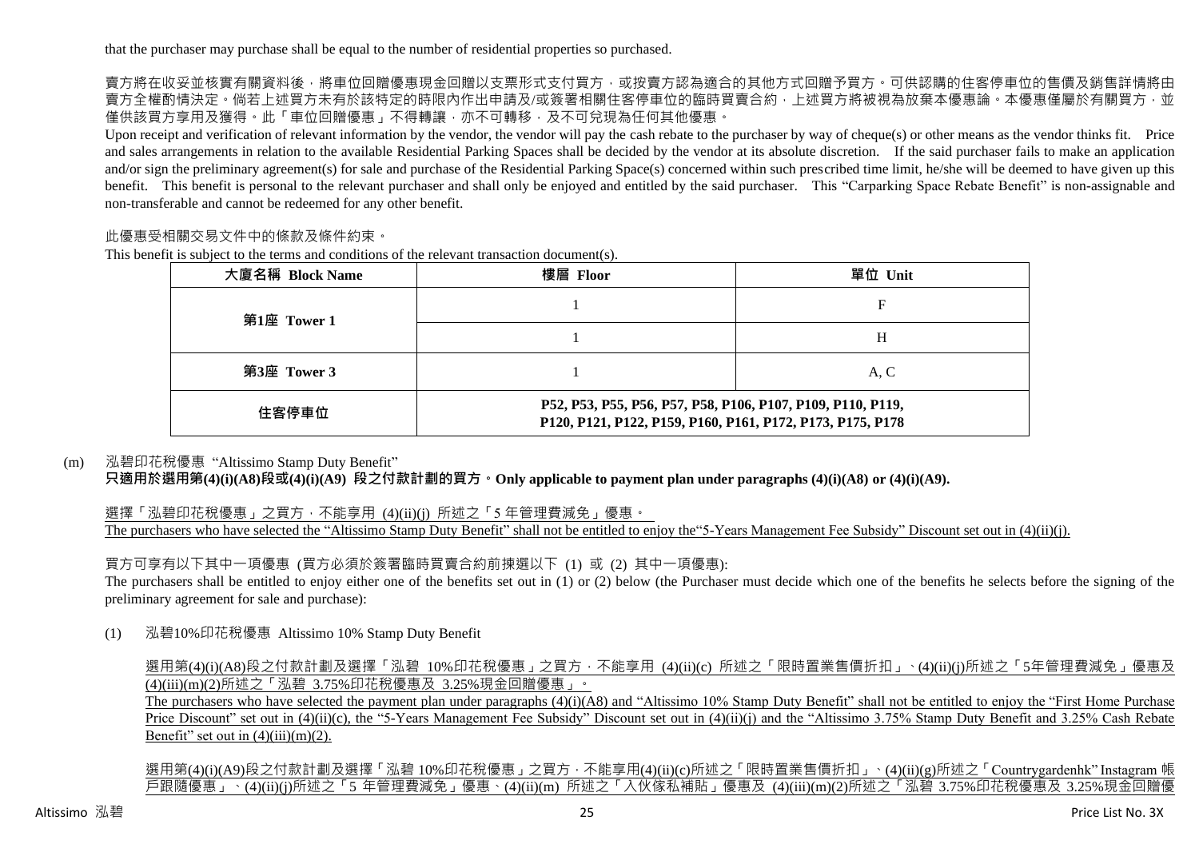that the purchaser may purchase shall be equal to the number of residential properties so purchased.

賣方將在收妥並核實有關資料後，將車位回贈優惠現金回贈以支票形式支付買方，或按賣方認為適合的其他方式回贈予買方。可供認購的住客停車位的售價及銷售詳情將由賣方全權酌情決定。倘若上述買方未有於該特定的時限內作出申請及/或簽署相關住客停車位的臨時買賣合約，上述買方將被視為放棄本優惠論。本優惠僅屬於有關買方，並僅供該買方享用及獲得。此「車位回贈優惠」不得轉讓，亦不可轉移，及不可兌現為任何其他優惠。

Upon receipt and verification of relevant information by the vendor, the vendor will pay the cash rebate to the purchaser by way of cheque(s) or other means as the vendor thinks fit. Price and sales arrangements in relation to the available Residential Parking Spaces shall be decided by the vendor at its absolute discretion. If the said purchaser fails to make an application and/or sign the preliminary agreement(s) for sale and purchase of the Residential Parking Space(s) concerned within such prescribed time limit, he/she will be deemed to have given up this benefit. This benefit is personal to the relevant purchaser and shall only be enjoyed and entitled by the said purchaser. This "Carparking Space Rebate Benefit" is non-assignable and non-transferable and cannot be redeemed for any other benefit.

此優惠受相關交易文件中的條款及條件約束。

This benefit is subject to the terms and conditions of the relevant transaction document(s).

| 大廈名稱 Block Name | 樓層 Floor | 單位 Unit |
|---|---|---|
| 第1座 Tower 1 | 1 | F |
| | 1 | H |
| 第3座 Tower 3 | 1 | A, C |
| 住客停車位 | P52, P53, P55, P56, P57, P58, P106, P107, P109, P110, P119, P120, P121, P122, P159, P160, P161, P172, P173, P175, P178 | |

(m) 泓碧印花稅優惠 "Altissimo Stamp Duty Benefit"

**只適用於選用第(4)(i)(A8)段或(4)(i)(A9) 段之付款計劃的買方。Only applicable to payment plan under paragraphs (4)(i)(A8) or (4)(i)(A9).**

<u>選擇「泓碧印花稅優惠」之買方，不能享用 (4)(ii)(j) 所述之「5 年管理費減免」優惠。</u>

<u>The purchasers who have selected the "Altissimo Stamp Duty Benefit" shall not be entitled to enjoy the"5-Years Management Fee Subsidy" Discount set out in (4)(ii)(j).</u>

買方可享有以下其中一項優惠 (買方必須於簽署臨時買賣合約前揀選以下 (1) 或 (2) 其中一項優惠):

The purchasers shall be entitled to enjoy either one of the benefits set out in (1) or (2) below (the Purchaser must decide which one of the benefits he selects before the signing of the preliminary agreement for sale and purchase):

(1) 泓碧10%印花稅優惠 Altissimo 10% Stamp Duty Benefit

<u>選用第(4)(i)(A8)段之付款計劃及選擇「泓碧 10%印花稅優惠」之買方，不能享用 (4)(ii)(c) 所述之「限時置業售價折扣」、(4)(ii)(j)所述之「5年管理費減免」優惠及(4)(iii)(m)(2)所述之「泓碧 3.75%印花稅優惠及 3.25%現金回贈優惠」。</u>

<u>The purchasers who have selected the payment plan under paragraphs (4)(i)(A8) and "Altissimo 10% Stamp Duty Benefit" shall not be entitled to enjoy the "First Home Purchase Price Discount" set out in (4)(ii)(c), the "5-Years Management Fee Subsidy" Discount set out in (4)(ii)(j) and the "Altissimo 3.75% Stamp Duty Benefit and 3.25% Cash Rebate Benefit" set out in (4)(iii)(m)(2).</u>

<u>選用第(4)(i)(A9)段之付款計劃及選擇「泓碧 10%印花稅優惠」之買方，不能享用(4)(ii)(c)所述之「限時置業售價折扣」、(4)(ii)(g)所述之「Countrygardenhk" Instagram 帳戶跟隨優惠」、(4)(ii)(j)所述之「5 年管理費減免」優惠、(4)(ii)(m) 所述之「入伙傢私補貼」優惠及 (4)(iii)(m)(2)所述之「泓碧 3.75%印花稅優惠及 3.25%現金回贈優</u>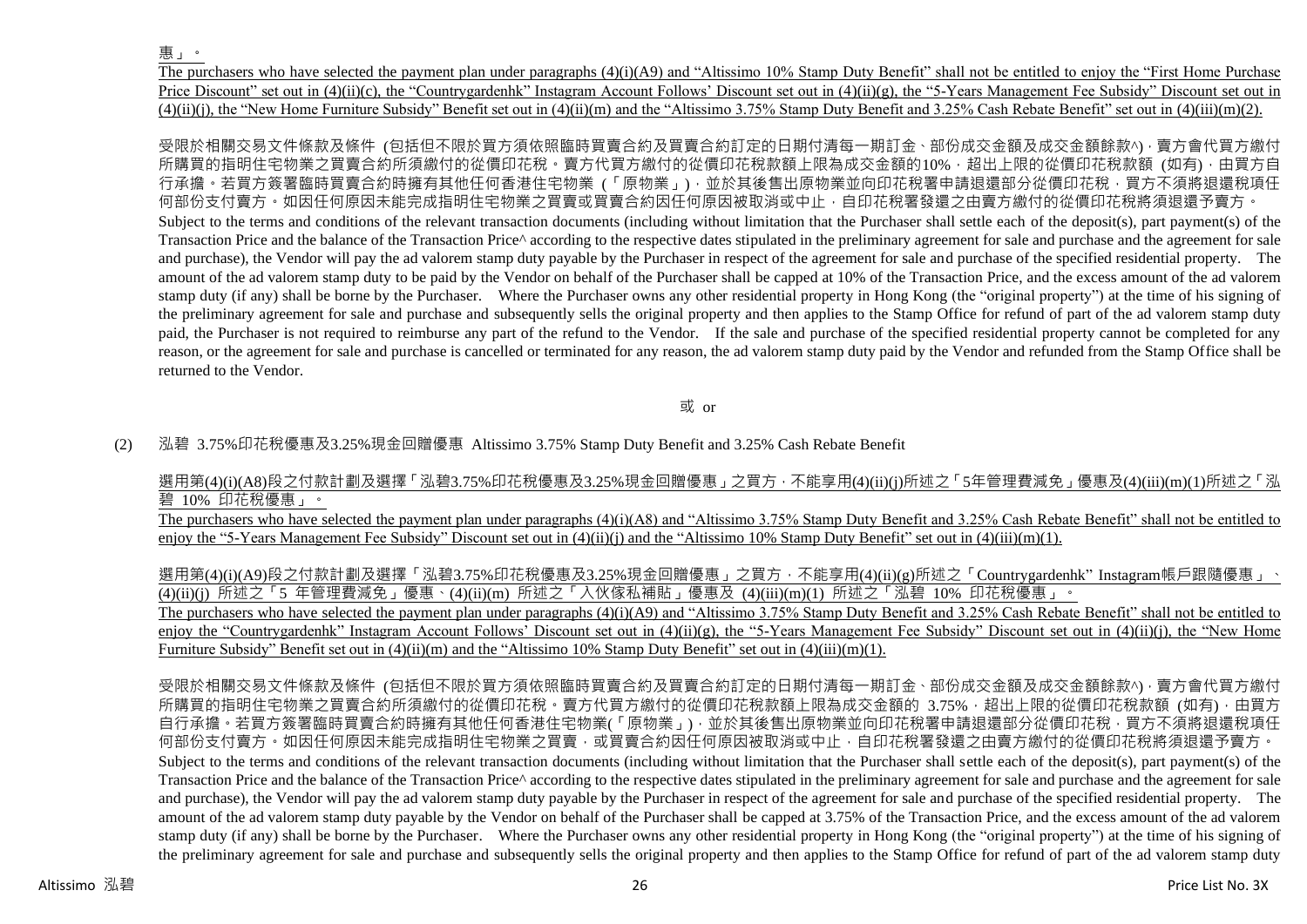惠」。

The purchasers who have selected the payment plan under paragraphs (4)(i)(A9) and "Altissimo 10% Stamp Duty Benefit" shall not be entitled to enjoy the "First Home Purchase Price Discount" set out in (4)(ii)(c), the "Countrygardenhk" Instagram Account Follows' Discount set out in (4)(ii)(g), the "5-Years Management Fee Subsidy" Discount set out in (4)(ii)(j), the "New Home Furniture Subsidy" Benefit set out in (4)(ii)(m) and the "Altissimo 3.75% Stamp Duty Benefit and 3.25% Cash Rebate Benefit" set out in (4)(iii)(m)(2).

受限於相關交易文件條款及條件 (包括但不限於買方須依照臨時買賣合約及買賣合約訂定的日期付清每一期訂金、部份成交金額及成交金額餘款^)，賣方會代買方繳付所購買的指明住宅物業之買賣合約所須繳付的從價印花稅。賣方代買方繳付的從價印花稅款額上限為成交金額的10%，超出上限的從價印花稅款額 (如有)，由買方自行承擔。若買方簽署臨時買賣合約時擁有其他任何香港住宅物業 (「原物業」)，並於其後售出原物業並向印花稅署申請退還部分從價印花稅，買方不須將退還稅項任何部份支付賣方。如因任何原因未能完成指明住宅物業之買賣或買賣合約因任何原因被取消或中止，自印花稅署發還之由賣方繳付的從價印花稅將須退還予賣方。

Subject to the terms and conditions of the relevant transaction documents (including without limitation that the Purchaser shall settle each of the deposit(s), part payment(s) of the Transaction Price and the balance of the Transaction Price^ according to the respective dates stipulated in the preliminary agreement for sale and purchase and the agreement for sale and purchase), the Vendor will pay the ad valorem stamp duty payable by the Purchaser in respect of the agreement for sale and purchase of the specified residential property. The amount of the ad valorem stamp duty to be paid by the Vendor on behalf of the Purchaser shall be capped at 10% of the Transaction Price, and the excess amount of the ad valorem stamp duty (if any) shall be borne by the Purchaser. Where the Purchaser owns any other residential property in Hong Kong (the "original property") at the time of his signing of the preliminary agreement for sale and purchase and subsequently sells the original property and then applies to the Stamp Office for refund of part of the ad valorem stamp duty paid, the Purchaser is not required to reimburse any part of the refund to the Vendor. If the sale and purchase of the specified residential property cannot be completed for any reason, or the agreement for sale and purchase is cancelled or terminated for any reason, the ad valorem stamp duty paid by the Vendor and refunded from the Stamp Office shall be returned to the Vendor.

或 or

(2) 泓碧 3.75%印花稅優惠及3.25%現金回贈優惠 Altissimo 3.75% Stamp Duty Benefit and 3.25% Cash Rebate Benefit

選用第(4)(i)(A8)段之付款計劃及選擇「泓碧3.75%印花稅優惠及3.25%現金回贈優惠」之買方，不能享用(4)(ii)(j)所述之「5年管理費減免」優惠及(4)(iii)(m)(1)所述之「泓碧 10% 印花稅優惠」。

The purchasers who have selected the payment plan under paragraphs (4)(i)(A8) and "Altissimo 3.75% Stamp Duty Benefit and 3.25% Cash Rebate Benefit" shall not be entitled to enjoy the "5-Years Management Fee Subsidy" Discount set out in (4)(ii)(j) and the "Altissimo 10% Stamp Duty Benefit" set out in (4)(iii)(m)(1).

選用第(4)(i)(A9)段之付款計劃及選擇「泓碧3.75%印花稅優惠及3.25%現金回贈優惠」之買方，不能享用(4)(ii)(g)所述之「Countrygardenhk" Instagram帳戶跟隨優惠」、(4)(ii)(j) 所述之「5 年管理費減免」優惠、(4)(ii)(m) 所述之「入伙傢私補貼」優惠及 (4)(iii)(m)(1) 所述之「泓碧 10% 印花稅優惠」。

The purchasers who have selected the payment plan under paragraphs (4)(i)(A9) and "Altissimo 3.75% Stamp Duty Benefit and 3.25% Cash Rebate Benefit" shall not be entitled to enjoy the "Countrygardenhk" Instagram Account Follows' Discount set out in (4)(ii)(g), the "5-Years Management Fee Subsidy" Discount set out in (4)(ii)(j), the "New Home Furniture Subsidy" Benefit set out in (4)(ii)(m) and the "Altissimo 10% Stamp Duty Benefit" set out in (4)(iii)(m)(1).

受限於相關交易文件條款及條件 (包括但不限於買方須依照臨時買賣合約及買賣合約訂定的日期付清每一期訂金、部份成交金額及成交金額餘款^)，賣方會代買方繳付所購買的指明住宅物業之買賣合約所須繳付的從價印花稅。賣方代買方繳付的從價印花稅款額上限為成交金額的 3.75%，超出上限的從價印花稅款額 (如有)，由買方自行承擔。若買方簽署臨時買賣合約時擁有其他任何香港住宅物業(「原物業」)，並於其後售出原物業並向印花稅署申請退還部分從價印花稅，買方不須將退還稅項任何部份支付賣方。如因任何原因未能完成指明住宅物業之買賣，或買賣合約因任何原因被取消或中止，自印花稅署發還之由賣方繳付的從價印花稅將須退還予賣方。

Subject to the terms and conditions of the relevant transaction documents (including without limitation that the Purchaser shall settle each of the deposit(s), part payment(s) of the Transaction Price and the balance of the Transaction Price^ according to the respective dates stipulated in the preliminary agreement for sale and purchase and the agreement for sale and purchase), the Vendor will pay the ad valorem stamp duty payable by the Purchaser in respect of the agreement for sale and purchase of the specified residential property. The amount of the ad valorem stamp duty payable by the Vendor on behalf of the Purchaser shall be capped at 3.75% of the Transaction Price, and the excess amount of the ad valorem stamp duty (if any) shall be borne by the Purchaser. Where the Purchaser owns any other residential property in Hong Kong (the "original property") at the time of his signing of the preliminary agreement for sale and purchase and subsequently sells the original property and then applies to the Stamp Office for refund of part of the ad valorem stamp duty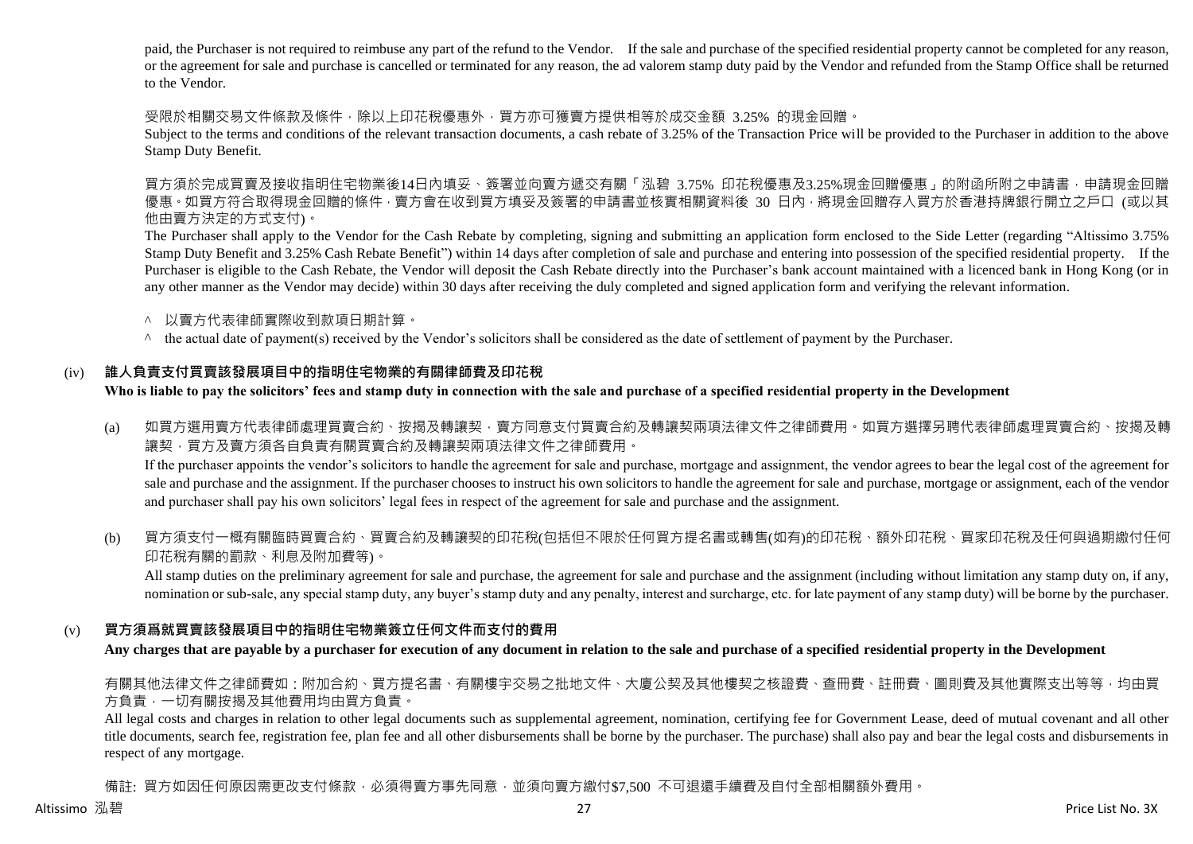paid, the Purchaser is not required to reimburse any part of the refund to the Vendor. If the sale and purchase of the specified residential property cannot be completed for any reason, or the agreement for sale and purchase is cancelled or terminated for any reason, the ad valorem stamp duty paid by the Vendor and refunded from the Stamp Office shall be returned to the Vendor.

受限於相關交易文件條款及條件，除以上印花稅優惠外，買方亦可獲賣方提供相等於成交金額 3.25% 的現金回贈。
Subject to the terms and conditions of the relevant transaction documents, a cash rebate of 3.25% of the Transaction Price will be provided to the Purchaser in addition to the above Stamp Duty Benefit.

買方須於完成買賣及接收指明住宅物業後14日內填妥、簽署並向賣方遞交有關「泓碧 3.75% 印花稅優惠及3.25%現金回贈優惠」的附函所附之申請書，申請現金回贈優惠。如買方符合取得現金回贈的條件，賣方會在收到買方填妥及簽署的申請書並核實相關資料後 30 日內，將現金回贈存入買方於香港持牌銀行開立之戶口 (或以其他由賣方決定的方式支付)。
The Purchaser shall apply to the Vendor for the Cash Rebate by completing, signing and submitting an application form enclosed to the Side Letter (regarding "Altissimo 3.75% Stamp Duty Benefit and 3.25% Cash Rebate Benefit") within 14 days after completion of sale and purchase and entering into possession of the specified residential property. If the Purchaser is eligible to the Cash Rebate, the Vendor will deposit the Cash Rebate directly into the Purchaser's bank account maintained with a licenced bank in Hong Kong (or in any other manner as the Vendor may decide) within 30 days after receiving the duly completed and signed application form and verifying the relevant information.

^ 以賣方代表律師實際收到款項日期計算。
^ the actual date of payment(s) received by the Vendor's solicitors shall be considered as the date of settlement of payment by the Purchaser.

### (iv) 誰人負責支付買賣該發展項目中的指明住宅物業的有關律師費及印花稅
**Who is liable to pay the solicitors' fees and stamp duty in connection with the sale and purchase of a specified residential property in the Development**

(a) 如買方選用賣方代表律師處理買賣合約、按揭及轉讓契，賣方同意支付買賣合約及轉讓契兩項法律文件之律師費用。如買方選擇另聘代表律師處理買賣合約、按揭及轉讓契，買方及賣方須各自負責有關買賣合約及轉讓契兩項法律文件之律師費用。
If the purchaser appoints the vendor's solicitors to handle the agreement for sale and purchase, mortgage and assignment, the vendor agrees to bear the legal cost of the agreement for sale and purchase and the assignment. If the purchaser chooses to instruct his own solicitors to handle the agreement for sale and purchase, mortgage or assignment, each of the vendor and purchaser shall pay his own solicitors' legal fees in respect of the agreement for sale and purchase and the assignment.

(b) 買方須支付一概有關臨時買賣合約、買賣合約及轉讓契的印花稅(包括但不限於任何買方提名書或轉售(如有)的印花稅、額外印花稅、買家印花稅及任何與過期繳付任何印花稅有關的罰款、利息及附加費等)。
All stamp duties on the preliminary agreement for sale and purchase, the agreement for sale and purchase and the assignment (including without limitation any stamp duty on, if any, nomination or sub-sale, any special stamp duty, any buyer's stamp duty and any penalty, interest and surcharge, etc. for late payment of any stamp duty) will be borne by the purchaser.

### (v) 買方須爲就買賣該發展項目中的指明住宅物業簽立任何文件而支付的費用
**Any charges that are payable by a purchaser for execution of any document in relation to the sale and purchase of a specified residential property in the Development**

有關其他法律文件之律師費如：附加合約、買方提名書、有關樓宇交易之批地文件、大廈公契及其他樓契之核證費、查冊費、註冊費、圖則費及其他實際支出等等，均由買方負責，一切有關按揭及其他費用均由買方負責。
All legal costs and charges in relation to other legal documents such as supplemental agreement, nomination, certifying fee for Government Lease, deed of mutual covenant and all other title documents, search fee, registration fee, plan fee and all other disbursements shall be borne by the purchaser. The purchase) shall also pay and bear the legal costs and disbursements in respect of any mortgage.

備註: 買方如因任何原因需更改支付條款，必須得賣方事先同意，並須向賣方繳付$7,500 不可退還手續費及自付全部相關額外費用。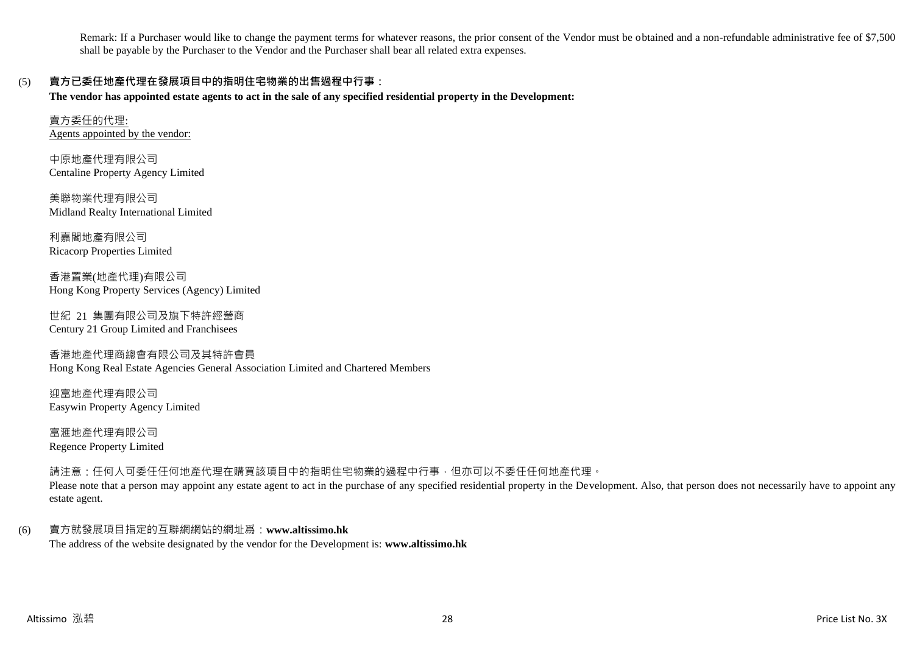Remark: If a Purchaser would like to change the payment terms for whatever reasons, the prior consent of the Vendor must be obtained and a non-refundable administrative fee of $7,500 shall be payable by the Purchaser to the Vendor and the Purchaser shall bear all related extra expenses.

(5) **賣方已委任地產代理在發展項目中的指明住宅物業的出售過程中行事：**
**The vendor has appointed estate agents to act in the sale of any specified residential property in the Development:**

賣方委任的代理:
Agents appointed by the vendor:

中原地產代理有限公司
Centaline Property Agency Limited

美聯物業代理有限公司
Midland Realty International Limited

利嘉閣地產有限公司
Ricacorp Properties Limited

香港置業(地產代理)有限公司
Hong Kong Property Services (Agency) Limited

世紀 21 集團有限公司及旗下特許經營商
Century 21 Group Limited and Franchisees

香港地產代理商總會有限公司及其特許會員
Hong Kong Real Estate Agencies General Association Limited and Chartered Members

迎富地產代理有限公司
Easywin Property Agency Limited

富滙地產代理有限公司
Regence Property Limited

請注意：任何人可委任任何地產代理在購買該項目中的指明住宅物業的過程中行事，但亦可以不委任任何地產代理。
Please note that a person may appoint any estate agent to act in the purchase of any specified residential property in the Development. Also, that person does not necessarily have to appoint any estate agent.

(6) 賣方就發展項目指定的互聯網網站的網址爲：**www.altissimo.hk**
The address of the website designated by the vendor for the Development is: **www.altissimo.hk**